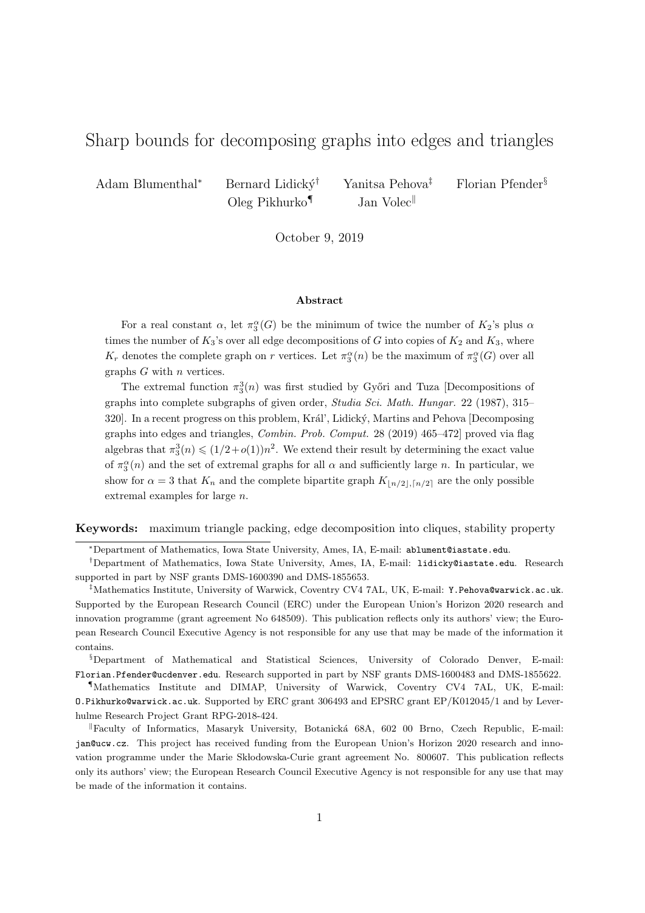# Sharp bounds for decomposing graphs into edges and triangles

Adam Blumenthal[*] Bernard Lidický[†] Yanitsa Pehova[‡] Florian Pfender[§] Oleg Pikhurko[¶] Jan Volec[‖]

October 9, 2019

### Abstract

For a real constant $\alpha$, let $\pi_3^\alpha(G)$ be the minimum of twice the number of $K_2$'s plus $\alpha$ times the number of $K_3$'s over all edge decompositions of $G$ into copies of $K_2$ and $K_3$, where $K_r$ denotes the complete graph on $r$ vertices. Let $\pi_3^\alpha(n)$ be the maximum of $\pi_3^\alpha(G)$ over all graphs $G$ with $n$ vertices.

The extremal function $\pi_3^3(n)$ was first studied by Győri and Tuza [Decompositions of graphs into complete subgraphs of given order, *Studia Sci. Math. Hungar.* 22 (1987), 315–320]. In a recent progress on this problem, Kráľ, Lidický, Martins and Pehova [Decomposing graphs into edges and triangles, *Combin. Prob. Comput.* 28 (2019) 465–472] proved via flag algebras that $\pi_3^3(n) \leqslant (1/2+o(1))n^2$. We extend their result by determining the exact value of $\pi_3^\alpha(n)$ and the set of extremal graphs for all $\alpha$ and sufficiently large $n$. In particular, we show for $\alpha = 3$ that $K_n$ and the complete bipartite graph $K_{\lfloor n/2\rfloor,\lceil n/2\rceil}$ are the only possible extremal examples for large $n$.

**Keywords:** maximum triangle packing, edge decomposition into cliques, stability property

---

[*] Department of Mathematics, Iowa State University, Ames, IA, E-mail: `ablument@iastate.edu`.

[†] Department of Mathematics, Iowa State University, Ames, IA, E-mail: `lidicky@iastate.edu`. Research supported in part by NSF grants DMS-1600390 and DMS-1855653.

[‡] Mathematics Institute, University of Warwick, Coventry CV4 7AL, UK, E-mail: `Y.Pehova@warwick.ac.uk`. Supported by the European Research Council (ERC) under the European Union's Horizon 2020 research and innovation programme (grant agreement No 648509). This publication reflects only its authors' view; the European Research Council Executive Agency is not responsible for any use that may be made of the information it contains.

[§] Department of Mathematical and Statistical Sciences, University of Colorado Denver, E-mail: `Florian.Pfender@ucdenver.edu`. Research supported in part by NSF grants DMS-1600483 and DMS-1855622.

[¶] Mathematics Institute and DIMAP, University of Warwick, Coventry CV4 7AL, UK, E-mail: `O.Pikhurko@warwick.ac.uk`. Supported by ERC grant 306493 and EPSRC grant EP/K012045/1 and by Leverhulme Research Project Grant RPG-2018-424.

[‖] Faculty of Informatics, Masaryk University, Botanická 68A, 602 00 Brno, Czech Republic, E-mail: `jan@ucw.cz`. This project has received funding from the European Union's Horizon 2020 research and innovation programme under the Marie Skłodowska-Curie grant agreement No. 800607. This publication reflects only its authors' view; the European Research Council Executive Agency is not responsible for any use that may be made of the information it contains.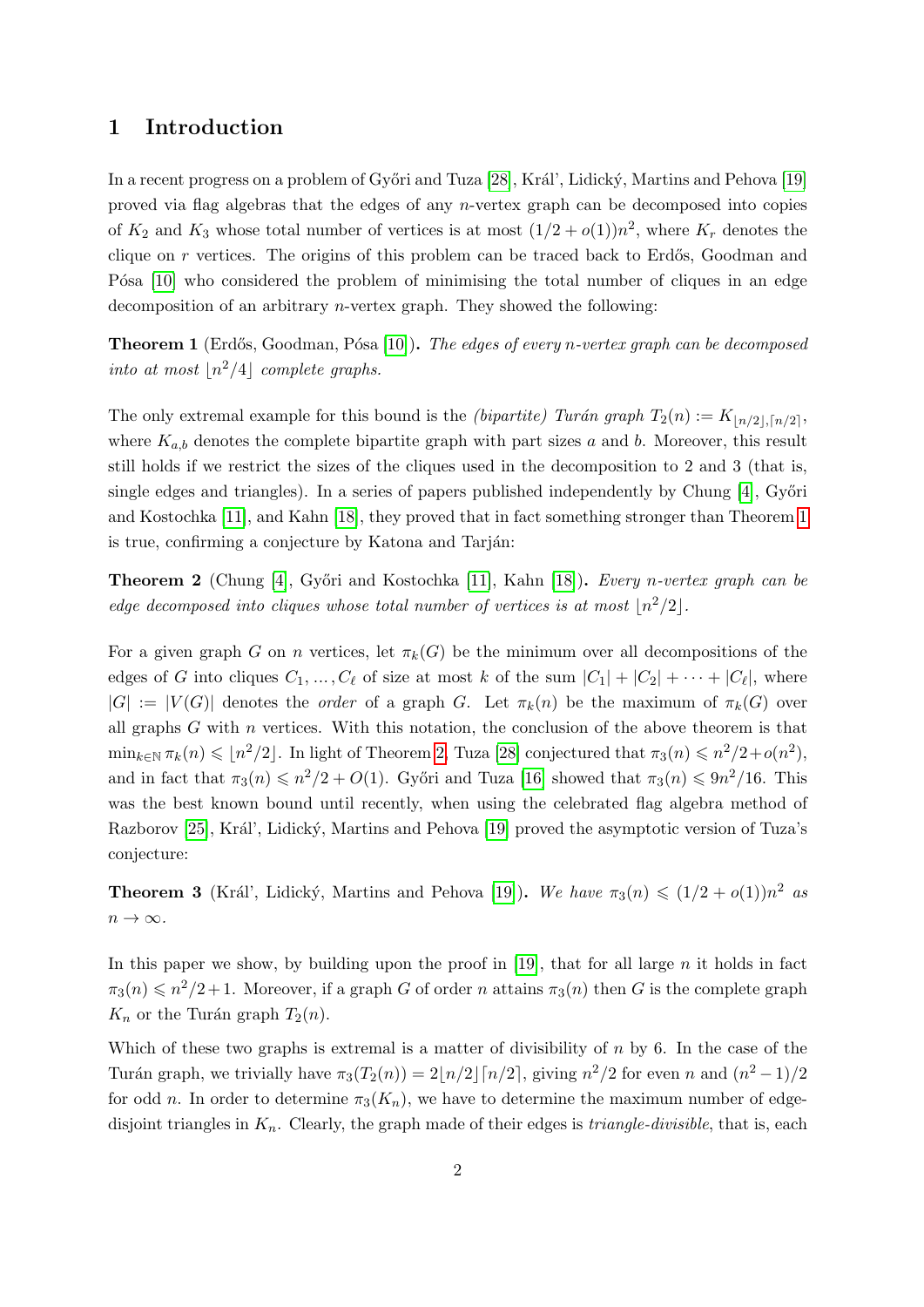## 1 Introduction

In a recent progress on a problem of Győri and Tuza [28], Král', Lidický, Martins and Pehova [19] proved via flag algebras that the edges of any $n$-vertex graph can be decomposed into copies of $K_2$ and $K_3$ whose total number of vertices is at most $(1/2 + o(1))n^2$, where $K_r$ denotes the clique on $r$ vertices. The origins of this problem can be traced back to Erdős, Goodman and Pósa [10] who considered the problem of minimising the total number of cliques in an edge decomposition of an arbitrary $n$-vertex graph. They showed the following:

**Theorem 1** (Erdős, Goodman, Pósa [10]). *The edges of every $n$-vertex graph can be decomposed into at most $\lfloor n^2/4 \rfloor$ complete graphs.*

The only extremal example for this bound is the *(bipartite) Turán graph* $T_2(n) := K_{\lfloor n/2 \rfloor, \lceil n/2 \rceil}$, where $K_{a,b}$ denotes the complete bipartite graph with part sizes $a$ and $b$. Moreover, this result still holds if we restrict the sizes of the cliques used in the decomposition to 2 and 3 (that is, single edges and triangles). In a series of papers published independently by Chung [4], Győri and Kostochka [11], and Kahn [18], they proved that in fact something stronger than Theorem 1 is true, confirming a conjecture by Katona and Tarján:

**Theorem 2** (Chung [4], Győri and Kostochka [11], Kahn [18]). *Every $n$-vertex graph can be edge decomposed into cliques whose total number of vertices is at most $\lfloor n^2/2 \rfloor$.*

For a given graph $G$ on $n$ vertices, let $\pi_k(G)$ be the minimum over all decompositions of the edges of $G$ into cliques $C_1, \dots, C_\ell$ of size at most $k$ of the sum $|C_1| + |C_2| + \cdots + |C_\ell|$, where $|G| := |V(G)|$ denotes the *order* of a graph $G$. Let $\pi_k(n)$ be the maximum of $\pi_k(G)$ over all graphs $G$ with $n$ vertices. With this notation, the conclusion of the above theorem is that $\min_{k \in \mathbb{N}} \pi_k(n) \leqslant \lfloor n^2/2 \rfloor$. In light of Theorem 2, Tuza [28] conjectured that $\pi_3(n) \leqslant n^2/2 + o(n^2)$, and in fact that $\pi_3(n) \leqslant n^2/2 + O(1)$. Győri and Tuza [16] showed that $\pi_3(n) \leqslant 9n^2/16$. This was the best known bound until recently, when using the celebrated flag algebra method of Razborov [25], Král', Lidický, Martins and Pehova [19] proved the asymptotic version of Tuza's conjecture:

**Theorem 3** (Král', Lidický, Martins and Pehova [19]). *We have $\pi_3(n) \leqslant (1/2 + o(1))n^2$ as $n \to \infty$.*

In this paper we show, by building upon the proof in [19], that for all large $n$ it holds in fact $\pi_3(n) \leqslant n^2/2 + 1$. Moreover, if a graph $G$ of order $n$ attains $\pi_3(n)$ then $G$ is the complete graph $K_n$ or the Turán graph $T_2(n)$.

Which of these two graphs is extremal is a matter of divisibility of $n$ by 6. In the case of the Turán graph, we trivially have $\pi_3(T_2(n)) = 2\lfloor n/2 \rfloor \lceil n/2 \rceil$, giving $n^2/2$ for even $n$ and $(n^2 - 1)/2$ for odd $n$. In order to determine $\pi_3(K_n)$, we have to determine the maximum number of edge-disjoint triangles in $K_n$. Clearly, the graph made of their edges is *triangle-divisible*, that is, each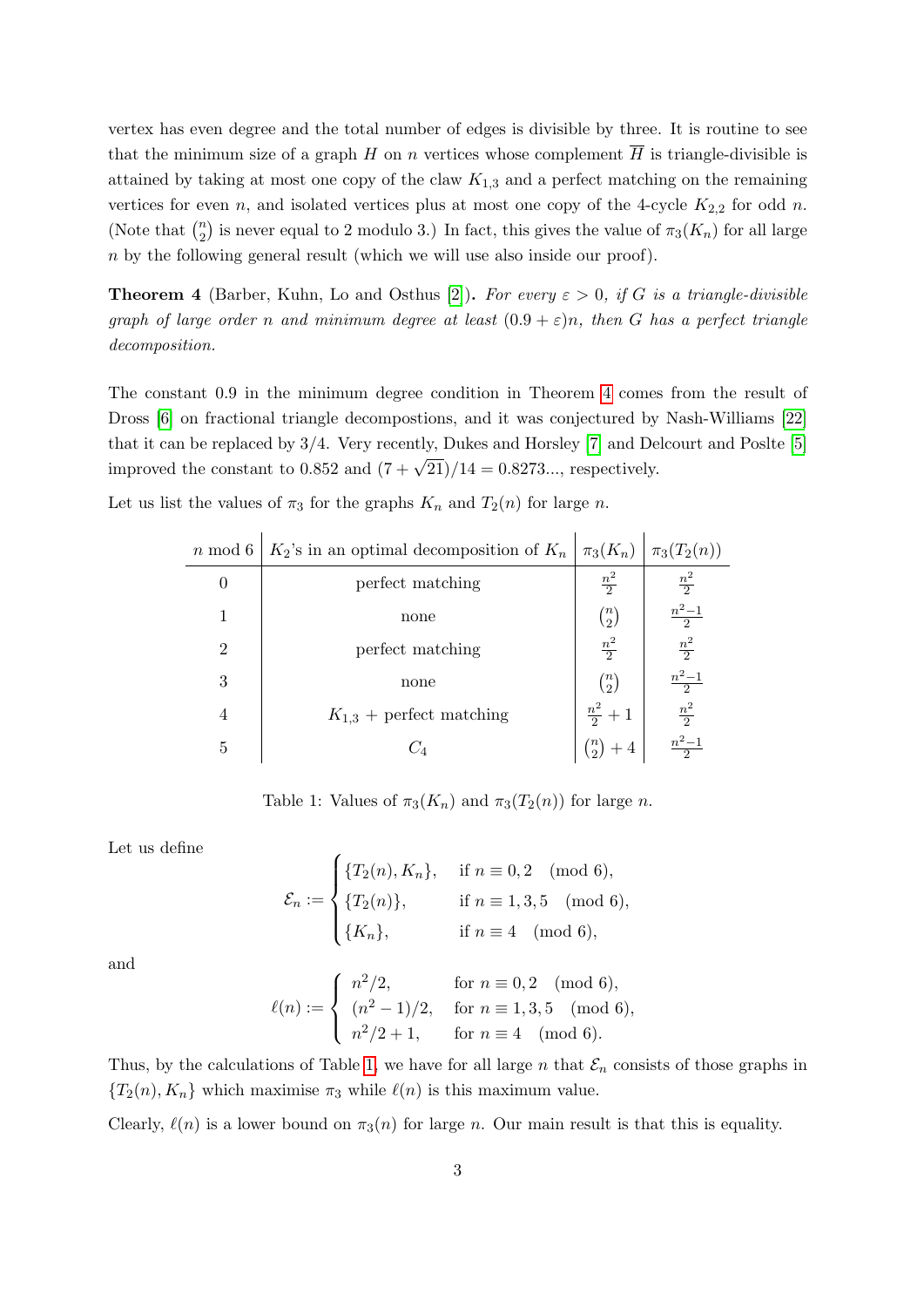vertex has even degree and the total number of edges is divisible by three. It is routine to see that the minimum size of a graph $H$ on $n$ vertices whose complement $\overline{H}$ is triangle-divisible is attained by taking at most one copy of the claw $K_{1,3}$ and a perfect matching on the remaining vertices for even $n$, and isolated vertices plus at most one copy of the 4-cycle $K_{2,2}$ for odd $n$. (Note that $\binom{n}{2}$ is never equal to 2 modulo 3.) In fact, this gives the value of $\pi_3(K_n)$ for all large $n$ by the following general result (which we will use also inside our proof).

**Theorem 4** (Barber, Kuhn, Lo and Osthus [2]). *For every $\varepsilon > 0$, if $G$ is a triangle-divisible graph of large order $n$ and minimum degree at least $(0.9 + \varepsilon)n$, then $G$ has a perfect triangle decomposition.*

The constant 0.9 in the minimum degree condition in Theorem 4 comes from the result of Dross [6] on fractional triangle decompostions, and it was conjectured by Nash-Williams [22] that it can be replaced by 3/4. Very recently, Dukes and Horsley [7] and Delcourt and Poslte [5] improved the constant to 0.852 and $(7 + \sqrt{21})/14 = 0.8273...$, respectively.

Let us list the values of $\pi_3$ for the graphs $K_n$ and $T_2(n)$ for large $n$.

| $n$ mod 6 | $K_2$'s in an optimal decomposition of $K_n$ | $\pi_3(K_n)$ | $\pi_3(T_2(n))$ |
|---|---|---|---|
| 0 | perfect matching | $\frac{n^2}{2}$ | $\frac{n^2}{2}$ |
| 1 | none | $\binom{n}{2}$ | $\frac{n^2-1}{2}$ |
| 2 | perfect matching | $\frac{n^2}{2}$ | $\frac{n^2}{2}$ |
| 3 | none | $\binom{n}{2}$ | $\frac{n^2-1}{2}$ |
| 4 | $K_{1,3}$ + perfect matching | $\frac{n^2}{2}+1$ | $\frac{n^2}{2}$ |
| 5 | $C_4$ | $\binom{n}{2}+4$ | $\frac{n^2-1}{2}$ |

Table 1: Values of $\pi_3(K_n)$ and $\pi_3(T_2(n))$ for large $n$.

Let us define

$$\mathcal{E}_n := \begin{cases} \{T_2(n), K_n\}, & \text{if } n \equiv 0, 2 \pmod 6, \\ \{T_2(n)\}, & \text{if } n \equiv 1, 3, 5 \pmod 6, \\ \{K_n\}, & \text{if } n \equiv 4 \pmod 6, \end{cases}$$

and

$$\ell(n) := \begin{cases} n^2/2, & \text{for } n \equiv 0, 2 \pmod 6, \\ (n^2-1)/2, & \text{for } n \equiv 1, 3, 5 \pmod 6, \\ n^2/2 + 1, & \text{for } n \equiv 4 \pmod 6. \end{cases}$$

Thus, by the calculations of Table 1, we have for all large $n$ that $\mathcal{E}_n$ consists of those graphs in $\{T_2(n), K_n\}$ which maximise $\pi_3$ while $\ell(n)$ is this maximum value.

Clearly, $\ell(n)$ is a lower bound on $\pi_3(n)$ for large $n$. Our main result is that this is equality.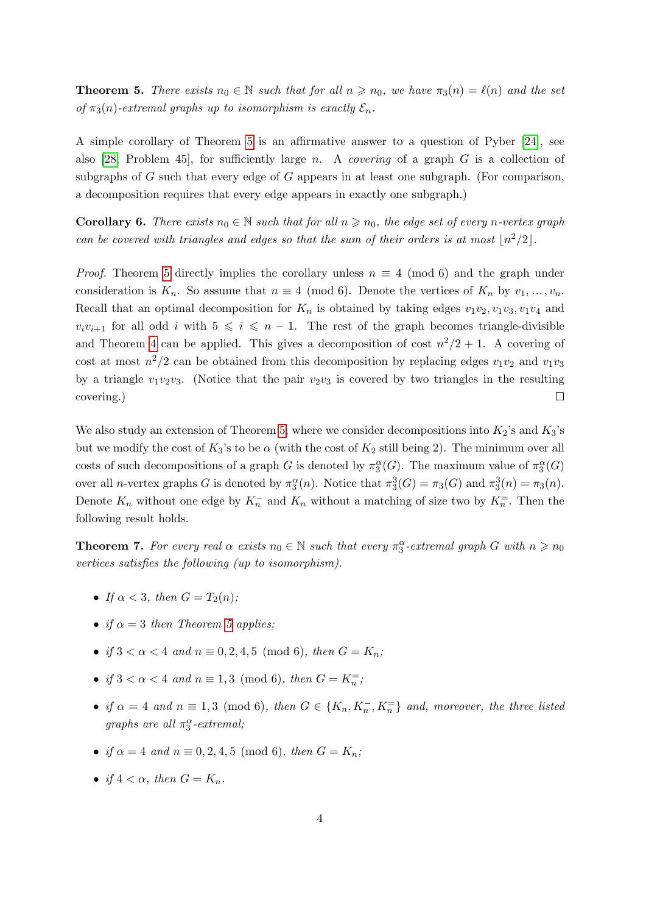**Theorem 5.** *There exists $n_0 \in \mathbb{N}$ such that for all $n \geqslant n_0$, we have $\pi_3(n) = \ell(n)$ and the set of $\pi_3(n)$-extremal graphs up to isomorphism is exactly $\mathcal{E}_n$.*

A simple corollary of Theorem 5 is an affirmative answer to a question of Pyber [24], see also [28, Problem 45], for sufficiently large $n$. A *covering* of a graph $G$ is a collection of subgraphs of $G$ such that every edge of $G$ appears in at least one subgraph. (For comparison, a decomposition requires that every edge appears in exactly one subgraph.)

**Corollary 6.** *There exists $n_0 \in \mathbb{N}$ such that for all $n \geqslant n_0$, the edge set of every $n$-vertex graph can be covered with triangles and edges so that the sum of their orders is at most $\lfloor n^2/2 \rfloor$.*

*Proof.* Theorem 5 directly implies the corollary unless $n \equiv 4 \pmod 6$ and the graph under consideration is $K_n$. So assume that $n \equiv 4 \pmod 6$. Denote the vertices of $K_n$ by $v_1, \dots, v_n$. Recall that an optimal decomposition for $K_n$ is obtained by taking edges $v_1v_2, v_1v_3, v_1v_4$ and $v_iv_{i+1}$ for all odd $i$ with $5 \leqslant i \leqslant n-1$. The rest of the graph becomes triangle-divisible and Theorem 4 can be applied. This gives a decomposition of cost $n^2/2 + 1$. A covering of cost at most $n^2/2$ can be obtained from this decomposition by replacing edges $v_1v_2$ and $v_1v_3$ by a triangle $v_1v_2v_3$. (Notice that the pair $v_2v_3$ is covered by two triangles in the resulting covering.) □

We also study an extension of Theorem 5, where we consider decompositions into $K_2$'s and $K_3$'s but we modify the cost of $K_3$'s to be $\alpha$ (with the cost of $K_2$ still being 2). The minimum over all costs of such decompositions of a graph $G$ is denoted by $\pi_3^\alpha(G)$. The maximum value of $\pi_3^\alpha(G)$ over all $n$-vertex graphs $G$ is denoted by $\pi_3^\alpha(n)$. Notice that $\pi_3^3(G) = \pi_3(G)$ and $\pi_3^3(n) = \pi_3(n)$. Denote $K_n$ without one edge by $K_n^-$ and $K_n$ without a matching of size two by $K_n^=$. Then the following result holds.

**Theorem 7.** *For every real $\alpha$ exists $n_0 \in \mathbb{N}$ such that every $\pi_3^\alpha$-extremal graph $G$ with $n \geqslant n_0$ vertices satisfies the following (up to isomorphism).*

- *If $\alpha < 3$, then $G = T_2(n)$;*
- *if $\alpha = 3$ then Theorem 5 applies;*
- *if $3 < \alpha < 4$ and $n \equiv 0, 2, 4, 5 \pmod 6$, then $G = K_n$;*
- *if $3 < \alpha < 4$ and $n \equiv 1, 3 \pmod 6$, then $G = K_n^=$;*
- *if $\alpha = 4$ and $n \equiv 1, 3 \pmod 6$, then $G \in \{K_n, K_n^-, K_n^=\}$ and, moreover, the three listed graphs are all $\pi_3^\alpha$-extremal;*
- *if $\alpha = 4$ and $n \equiv 0, 2, 4, 5 \pmod 6$, then $G = K_n$;*
- *if $4 < \alpha$, then $G = K_n$.*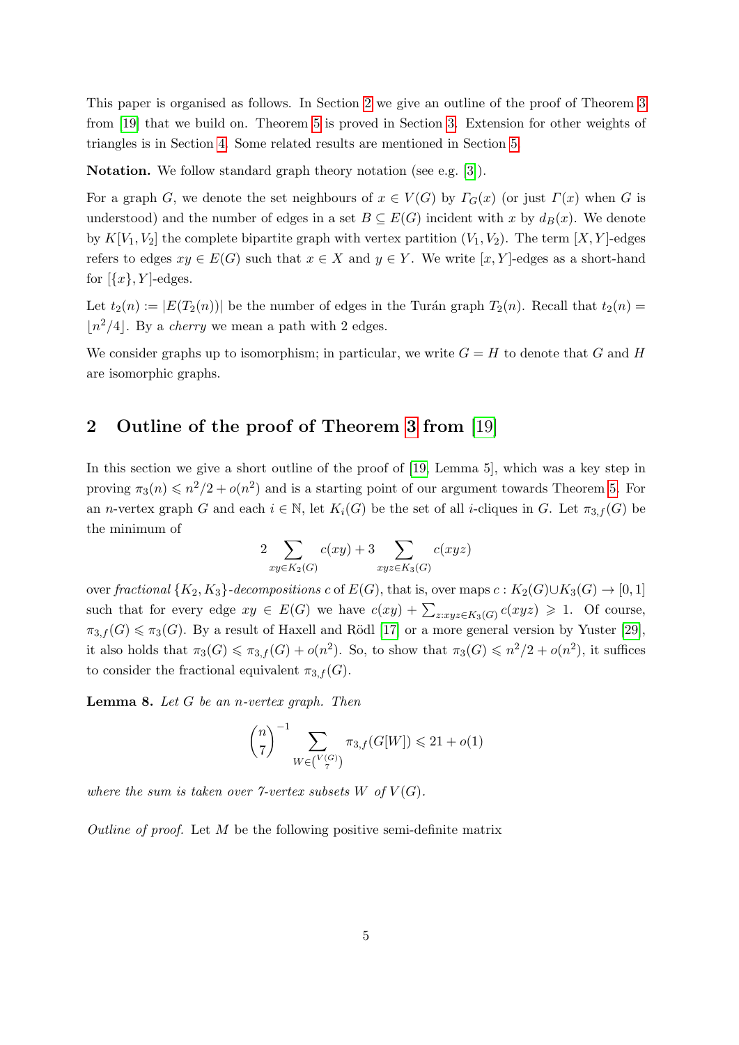This paper is organised as follows. In Section 2 we give an outline of the proof of Theorem 3 from [19] that we build on. Theorem 5 is proved in Section 3. Extension for other weights of triangles is in Section 4. Some related results are mentioned in Section 5.

**Notation.** We follow standard graph theory notation (see e.g. [3]).

For a graph $G$, we denote the set neighbours of $x \in V(G)$ by $\Gamma_G(x)$ (or just $\Gamma(x)$ when $G$ is understood) and the number of edges in a set $B \subseteq E(G)$ incident with $x$ by $d_B(x)$. We denote by $K[V_1, V_2]$ the complete bipartite graph with vertex partition $(V_1, V_2)$. The term $[X, Y]$-edges refers to edges $xy \in E(G)$ such that $x \in X$ and $y \in Y$. We write $[x, Y]$-edges as a short-hand for $[\{x\}, Y]$-edges.

Let $t_2(n) := |E(T_2(n))|$ be the number of edges in the Turán graph $T_2(n)$. Recall that $t_2(n) = \lfloor n^2/4 \rfloor$. By a *cherry* we mean a path with 2 edges.

We consider graphs up to isomorphism; in particular, we write $G = H$ to denote that $G$ and $H$ are isomorphic graphs.

## 2 Outline of the proof of Theorem 3 from [19]

In this section we give a short outline of the proof of [19, Lemma 5], which was a key step in proving $\pi_3(n) \leqslant n^2/2 + o(n^2)$ and is a starting point of our argument towards Theorem 5. For an $n$-vertex graph $G$ and each $i \in \mathbb{N}$, let $K_i(G)$ be the set of all $i$-cliques in $G$. Let $\pi_{3,f}(G)$ be the minimum of

$$2 \sum_{xy \in K_2(G)} c(xy) + 3 \sum_{xyz \in K_3(G)} c(xyz)$$

over *fractional* $\{K_2, K_3\}$*-decompositions* $c$ of $E(G)$, that is, over maps $c : K_2(G) \cup K_3(G) \to [0, 1]$ such that for every edge $xy \in E(G)$ we have $c(xy) + \sum_{z: xyz \in K_3(G)} c(xyz) \geqslant 1$. Of course, $\pi_{3,f}(G) \leqslant \pi_3(G)$. By a result of Haxell and Rödl [17] or a more general version by Yuster [29], it also holds that $\pi_3(G) \leqslant \pi_{3,f}(G) + o(n^2)$. So, to show that $\pi_3(G) \leqslant n^2/2 + o(n^2)$, it suffices to consider the fractional equivalent $\pi_{3,f}(G)$.

**Lemma 8.** *Let $G$ be an $n$-vertex graph. Then*

$$\binom{n}{7}^{-1} \sum_{W \in \binom{V(G)}{7}} \pi_{3,f}(G[W]) \leqslant 21 + o(1)$$

*where the sum is taken over 7-vertex subsets $W$ of $V(G)$.*

*Outline of proof.* Let $M$ be the following positive semi-definite matrix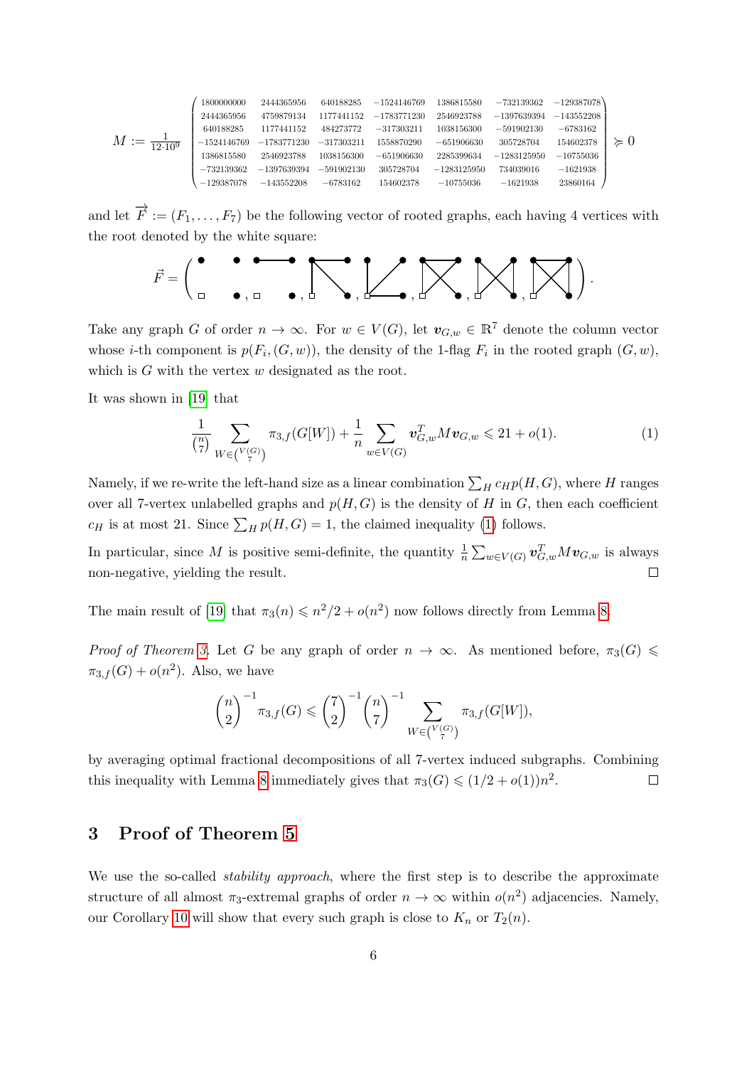$$M := \frac{1}{12\cdot 10^9}\begin{pmatrix} 1800000000 & 2444365956 & 640188285 & -1524146769 & 1386815580 & -732139362 & -129387078 \\ 2444365956 & 4759879134 & 1177441152 & -1783771230 & 2546923788 & -1397639394 & -143552208 \\ 640188285 & 1177441152 & 484273772 & -317303211 & 1038156300 & -591902130 & -6783162 \\ -1524146769 & -1783771230 & -317303211 & 1558870290 & -651906630 & 305728704 & 154602378 \\ 1386815580 & 2546923788 & 1038156300 & -651906630 & 2285399634 & -1283125950 & -10755036 \\ -732139362 & -1397639394 & -591902130 & 305728704 & -1283125950 & 734039016 & -1621938 \\ -129387078 & -143552208 & -6783162 & 154602378 & -10755036 & -1621938 & 23860164 \end{pmatrix} \succcurlyeq 0$$

and let $\overrightarrow{F} := (F_1, \ldots, F_7)$ be the following vector of rooted graphs, each having 4 vertices with the root denoted by the white square:

$$\vec{F} = \left( \; \cdots \; \right).$$

Take any graph $G$ of order $n \to \infty$. For $w \in V(G)$, let $\boldsymbol{v}_{G,w} \in \mathbb{R}^7$ denote the column vector whose $i$-th component is $p(F_i, (G, w))$, the density of the 1-flag $F_i$ in the rooted graph $(G, w)$, which is $G$ with the vertex $w$ designated as the root.

It was shown in [19] that

$$\frac{1}{\binom{n}{7}} \sum_{W \in \binom{V(G)}{7}} \pi_{3,f}(G[W]) + \frac{1}{n} \sum_{w \in V(G)} \boldsymbol{v}_{G,w}^T M \boldsymbol{v}_{G,w} \leqslant 21 + o(1). \tag{1}$$

Namely, if we re-write the left-hand size as a linear combination $\sum_H c_H p(H, G)$, where $H$ ranges over all 7-vertex unlabelled graphs and $p(H, G)$ is the density of $H$ in $G$, then each coefficient $c_H$ is at most 21. Since $\sum_H p(H, G) = 1$, the claimed inequality (1) follows.

In particular, since $M$ is positive semi-definite, the quantity $\frac{1}{n}\sum_{w \in V(G)} \boldsymbol{v}_{G,w}^T M \boldsymbol{v}_{G,w}$ is always non-negative, yielding the result. $\square$

The main result of [19] that $\pi_3(n) \leqslant n^2/2 + o(n^2)$ now follows directly from Lemma 8.

*Proof of Theorem 3.* Let $G$ be any graph of order $n \to \infty$. As mentioned before, $\pi_3(G) \leqslant \pi_{3,f}(G) + o(n^2)$. Also, we have

$$\binom{n}{2}^{-1} \pi_{3,f}(G) \leqslant \binom{7}{2}^{-1} \binom{n}{7}^{-1} \sum_{W \in \binom{V(G)}{7}} \pi_{3,f}(G[W]),$$

by averaging optimal fractional decompositions of all 7-vertex induced subgraphs. Combining this inequality with Lemma 8 immediately gives that $\pi_3(G) \leqslant (1/2 + o(1))n^2$. $\square$

## 3 Proof of Theorem 5

We use the so-called *stability approach*, where the first step is to describe the approximate structure of all almost $\pi_3$-extremal graphs of order $n \to \infty$ within $o(n^2)$ adjacencies. Namely, our Corollary 10 will show that every such graph is close to $K_n$ or $T_2(n)$.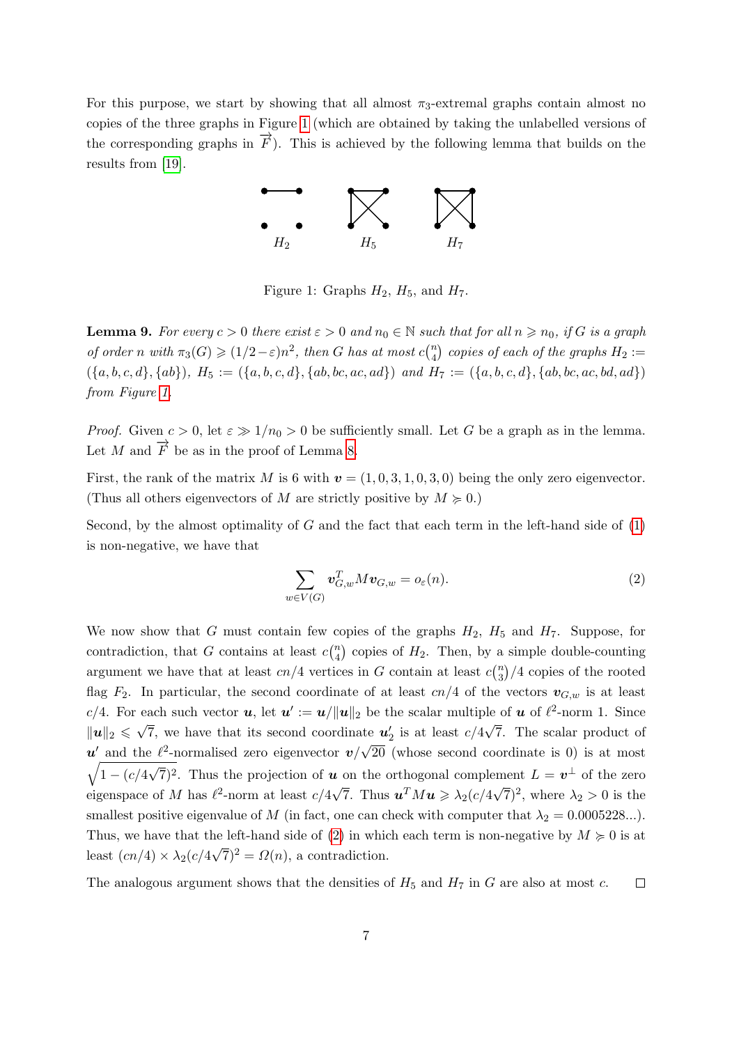For this purpose, we start by showing that all almost $\pi_3$-extremal graphs contain almost no copies of the three graphs in Figure 1 (which are obtained by taking the unlabelled versions of the corresponding graphs in $\overrightarrow{F}$). This is achieved by the following lemma that builds on the results from [19].

Figure 1: Graphs $H_2$, $H_5$, and $H_7$.

**Lemma 9.** *For every $c > 0$ there exist $\varepsilon > 0$ and $n_0 \in \mathbb{N}$ such that for all $n \geqslant n_0$, if $G$ is a graph of order $n$ with $\pi_3(G) \geqslant (1/2-\varepsilon)n^2$, then $G$ has at most $c\binom{n}{4}$ copies of each of the graphs $H_2 := (\{a,b,c,d\},\{ab\})$, $H_5 := (\{a,b,c,d\},\{ab,bc,ac,ad\})$ and $H_7 := (\{a,b,c,d\},\{ab,bc,ac,bd,ad\})$ from Figure 1.*

*Proof.* Given $c > 0$, let $\varepsilon \gg 1/n_0 > 0$ be sufficiently small. Let $G$ be a graph as in the lemma. Let $M$ and $\overrightarrow{F}$ be as in the proof of Lemma 8.

First, the rank of the matrix $M$ is 6 with $\boldsymbol{v} = (1,0,3,1,0,3,0)$ being the only zero eigenvector. (Thus all others eigenvectors of $M$ are strictly positive by $M \succcurlyeq 0$.)

Second, by the almost optimality of $G$ and the fact that each term in the left-hand side of (1) is non-negative, we have that

$$\sum_{w \in V(G)} \boldsymbol{v}_{G,w}^T M \boldsymbol{v}_{G,w} = o_\varepsilon(n). \tag{2}$$

We now show that $G$ must contain few copies of the graphs $H_2$, $H_5$ and $H_7$. Suppose, for contradiction, that $G$ contains at least $c\binom{n}{4}$ copies of $H_2$. Then, by a simple double-counting argument we have that at least $cn/4$ vertices in $G$ contain at least $c\binom{n}{3}/4$ copies of the rooted flag $F_2$. In particular, the second coordinate of at least $cn/4$ of the vectors $\boldsymbol{v}_{G,w}$ is at least $c/4$. For each such vector $\boldsymbol{u}$, let $\boldsymbol{u}' := \boldsymbol{u}/\|\boldsymbol{u}\|_2$ be the scalar multiple of $\boldsymbol{u}$ of $\ell^2$-norm 1. Since $\|\boldsymbol{u}\|_2 \leqslant \sqrt{7}$, we have that its second coordinate $\boldsymbol{u}'_2$ is at least $c/4\sqrt{7}$. The scalar product of $\boldsymbol{u}'$ and the $\ell^2$-normalised zero eigenvector $\boldsymbol{v}/\sqrt{20}$ (whose second coordinate is 0) is at most $\sqrt{1-(c/4\sqrt{7})^2}$. Thus the projection of $\boldsymbol{u}$ on the orthogonal complement $L = \boldsymbol{v}^\perp$ of the zero eigenspace of $M$ has $\ell^2$-norm at least $c/4\sqrt{7}$. Thus $\boldsymbol{u}^T M \boldsymbol{u} \geqslant \lambda_2 (c/4\sqrt{7})^2$, where $\lambda_2 > 0$ is the smallest positive eigenvalue of $M$ (in fact, one can check with computer that $\lambda_2 = 0.0005228...$). Thus, we have that the left-hand side of (2) in which each term is non-negative by $M \succcurlyeq 0$ is at least $(cn/4) \times \lambda_2 (c/4\sqrt{7})^2 = \Omega(n)$, a contradiction.

The analogous argument shows that the densities of $H_5$ and $H_7$ in $G$ are also at most $c$. $\square$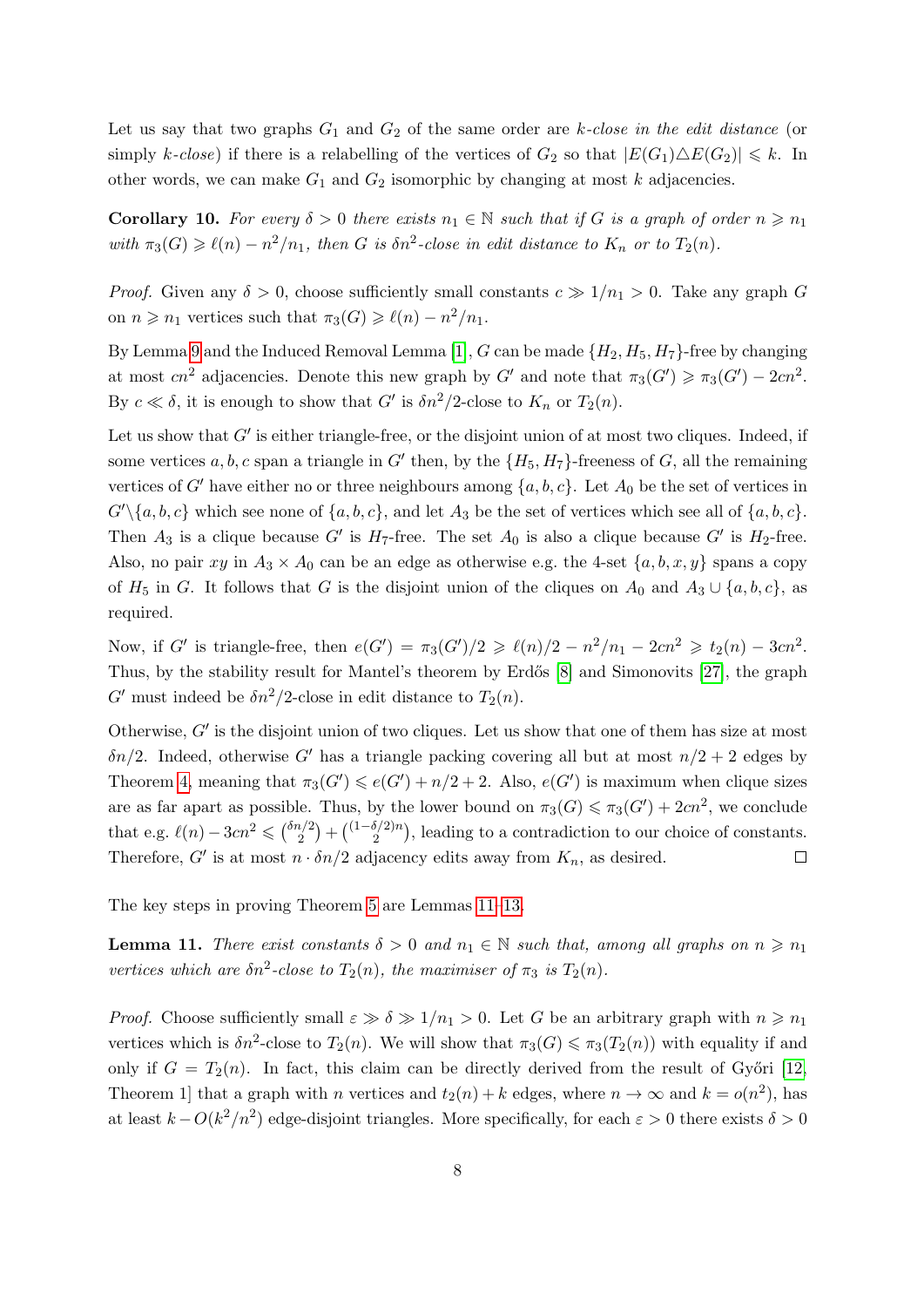Let us say that two graphs $G_1$ and $G_2$ of the same order are *$k$-close in the edit distance* (or simply *$k$-close*) if there is a relabelling of the vertices of $G_2$ so that $|E(G_1)\triangle E(G_2)| \leqslant k$. In other words, we can make $G_1$ and $G_2$ isomorphic by changing at most $k$ adjacencies.

**Corollary 10.** *For every $\delta > 0$ there exists $n_1 \in \mathbb{N}$ such that if $G$ is a graph of order $n \geqslant n_1$ with $\pi_3(G) \geqslant \ell(n) - n^2/n_1$, then $G$ is $\delta n^2$-close in edit distance to $K_n$ or to $T_2(n)$.*

*Proof.* Given any $\delta > 0$, choose sufficiently small constants $c \gg 1/n_1 > 0$. Take any graph $G$ on $n \geqslant n_1$ vertices such that $\pi_3(G) \geqslant \ell(n) - n^2/n_1$.

By Lemma 9 and the Induced Removal Lemma [1], $G$ can be made $\{H_2, H_5, H_7\}$-free by changing at most $cn^2$ adjacencies. Denote this new graph by $G'$ and note that $\pi_3(G') \geqslant \pi_3(G') - 2cn^2$. By $c \ll \delta$, it is enough to show that $G'$ is $\delta n^2/2$-close to $K_n$ or $T_2(n)$.

Let us show that $G'$ is either triangle-free, or the disjoint union of at most two cliques. Indeed, if some vertices $a, b, c$ span a triangle in $G'$ then, by the $\{H_5, H_7\}$-freeness of $G$, all the remaining vertices of $G'$ have either no or three neighbours among $\{a, b, c\}$. Let $A_0$ be the set of vertices in $G' \setminus \{a, b, c\}$ which see none of $\{a, b, c\}$, and let $A_3$ be the set of vertices which see all of $\{a, b, c\}$. Then $A_3$ is a clique because $G'$ is $H_7$-free. The set $A_0$ is also a clique because $G'$ is $H_2$-free. Also, no pair $xy$ in $A_3 \times A_0$ can be an edge as otherwise e.g. the 4-set $\{a, b, x, y\}$ spans a copy of $H_5$ in $G$. It follows that $G$ is the disjoint union of the cliques on $A_0$ and $A_3 \cup \{a, b, c\}$, as required.

Now, if $G'$ is triangle-free, then $e(G') = \pi_3(G')/2 \geqslant \ell(n)/2 - n^2/n_1 - 2cn^2 \geqslant t_2(n) - 3cn^2$. Thus, by the stability result for Mantel's theorem by Erdős [8] and Simonovits [27], the graph $G'$ must indeed be $\delta n^2/2$-close in edit distance to $T_2(n)$.

Otherwise, $G'$ is the disjoint union of two cliques. Let us show that one of them has size at most $\delta n/2$. Indeed, otherwise $G'$ has a triangle packing covering all but at most $n/2 + 2$ edges by Theorem 4, meaning that $\pi_3(G') \leqslant e(G') + n/2 + 2$. Also, $e(G')$ is maximum when clique sizes are as far apart as possible. Thus, by the lower bound on $\pi_3(G) \leqslant \pi_3(G') + 2cn^2$, we conclude that e.g. $\ell(n) - 3cn^2 \leqslant \binom{\delta n/2}{2} + \binom{(1-\delta/2)n}{2}$, leading to a contradiction to our choice of constants. Therefore, $G'$ is at most $n \cdot \delta n/2$ adjacency edits away from $K_n$, as desired. $\square$

The key steps in proving Theorem 5 are Lemmas 11–13.

**Lemma 11.** *There exist constants $\delta > 0$ and $n_1 \in \mathbb{N}$ such that, among all graphs on $n \geqslant n_1$ vertices which are $\delta n^2$-close to $T_2(n)$, the maximiser of $\pi_3$ is $T_2(n)$.*

*Proof.* Choose sufficiently small $\varepsilon \gg \delta \gg 1/n_1 > 0$. Let $G$ be an arbitrary graph with $n \geqslant n_1$ vertices which is $\delta n^2$-close to $T_2(n)$. We will show that $\pi_3(G) \leqslant \pi_3(T_2(n))$ with equality if and only if $G = T_2(n)$. In fact, this claim can be directly derived from the result of Győri [12, Theorem 1] that a graph with $n$ vertices and $t_2(n) + k$ edges, where $n \to \infty$ and $k = o(n^2)$, has at least $k - O(k^2/n^2)$ edge-disjoint triangles. More specifically, for each $\varepsilon > 0$ there exists $\delta > 0$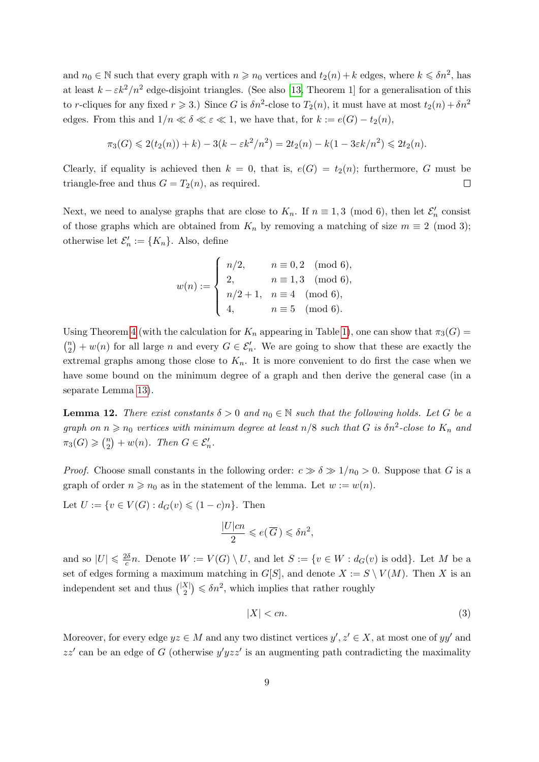and $n_0 \in \mathbb{N}$ such that every graph with $n \geqslant n_0$ vertices and $t_2(n) + k$ edges, where $k \leqslant \delta n^2$, has at least $k - \varepsilon k^2/n^2$ edge-disjoint triangles. (See also [13, Theorem 1] for a generalisation of this to $r$-cliques for any fixed $r \geqslant 3$.) Since $G$ is $\delta n^2$-close to $T_2(n)$, it must have at most $t_2(n) + \delta n^2$ edges. From this and $1/n \ll \delta \ll \varepsilon \ll 1$, we have that, for $k := e(G) - t_2(n)$,

$$\pi_3(G) \leqslant 2(t_2(n)) + k) - 3(k - \varepsilon k^2/n^2) = 2t_2(n) - k(1 - 3\varepsilon k/n^2) \leqslant 2t_2(n).$$

Clearly, if equality is achieved then $k = 0$, that is, $e(G) = t_2(n)$; furthermore, $G$ must be triangle-free and thus $G = T_2(n)$, as required. $\square$

Next, we need to analyse graphs that are close to $K_n$. If $n \equiv 1, 3 \pmod 6$, then let $\mathcal{E}'_n$ consist of those graphs which are obtained from $K_n$ by removing a matching of size $m \equiv 2 \pmod 3$; otherwise let $\mathcal{E}'_n := \{K_n\}$. Also, define

$$w(n) := \begin{cases} n/2, & n \equiv 0, 2 \pmod 6, \\ 2, & n \equiv 1, 3 \pmod 6, \\ n/2 + 1, & n \equiv 4 \pmod 6, \\ 4, & n \equiv 5 \pmod 6. \end{cases}$$

Using Theorem 4 (with the calculation for $K_n$ appearing in Table 1), one can show that $\pi_3(G) = \binom{n}{2} + w(n)$ for all large $n$ and every $G \in \mathcal{E}'_n$. We are going to show that these are exactly the extremal graphs among those close to $K_n$. It is more convenient to do first the case when we have some bound on the minimum degree of a graph and then derive the general case (in a separate Lemma 13).

**Lemma 12.** *There exist constants $\delta > 0$ and $n_0 \in \mathbb{N}$ such that the following holds. Let $G$ be a graph on $n \geqslant n_0$ vertices with minimum degree at least $n/8$ such that $G$ is $\delta n^2$-close to $K_n$ and $\pi_3(G) \geqslant \binom{n}{2} + w(n)$. Then $G \in \mathcal{E}'_n$.*

*Proof.* Choose small constants in the following order: $c \gg \delta \gg 1/n_0 > 0$. Suppose that $G$ is a graph of order $n \geqslant n_0$ as in the statement of the lemma. Let $w := w(n)$.

Let $U := \{v \in V(G) : d_G(v) \leqslant (1 - c)n\}$. Then

$$\frac{|U|cn}{2} \leqslant e(\,\overline{G}\,) \leqslant \delta n^2,$$

and so $|U| \leqslant \frac{2\delta}{c} n$. Denote $W := V(G) \setminus U$, and let $S := \{v \in W : d_G(v) \text{ is odd}\}$. Let $M$ be a set of edges forming a maximum matching in $G[S]$, and denote $X := S \setminus V(M)$. Then $X$ is an independent set and thus $\binom{|X|}{2} \leqslant \delta n^2$, which implies that rather roughly

$$|X| < cn. \tag{3}$$

Moreover, for every edge $yz \in M$ and any two distinct vertices $y', z' \in X$, at most one of $yy'$ and $zz'$ can be an edge of $G$ (otherwise $y'yzz'$ is an augmenting path contradicting the maximality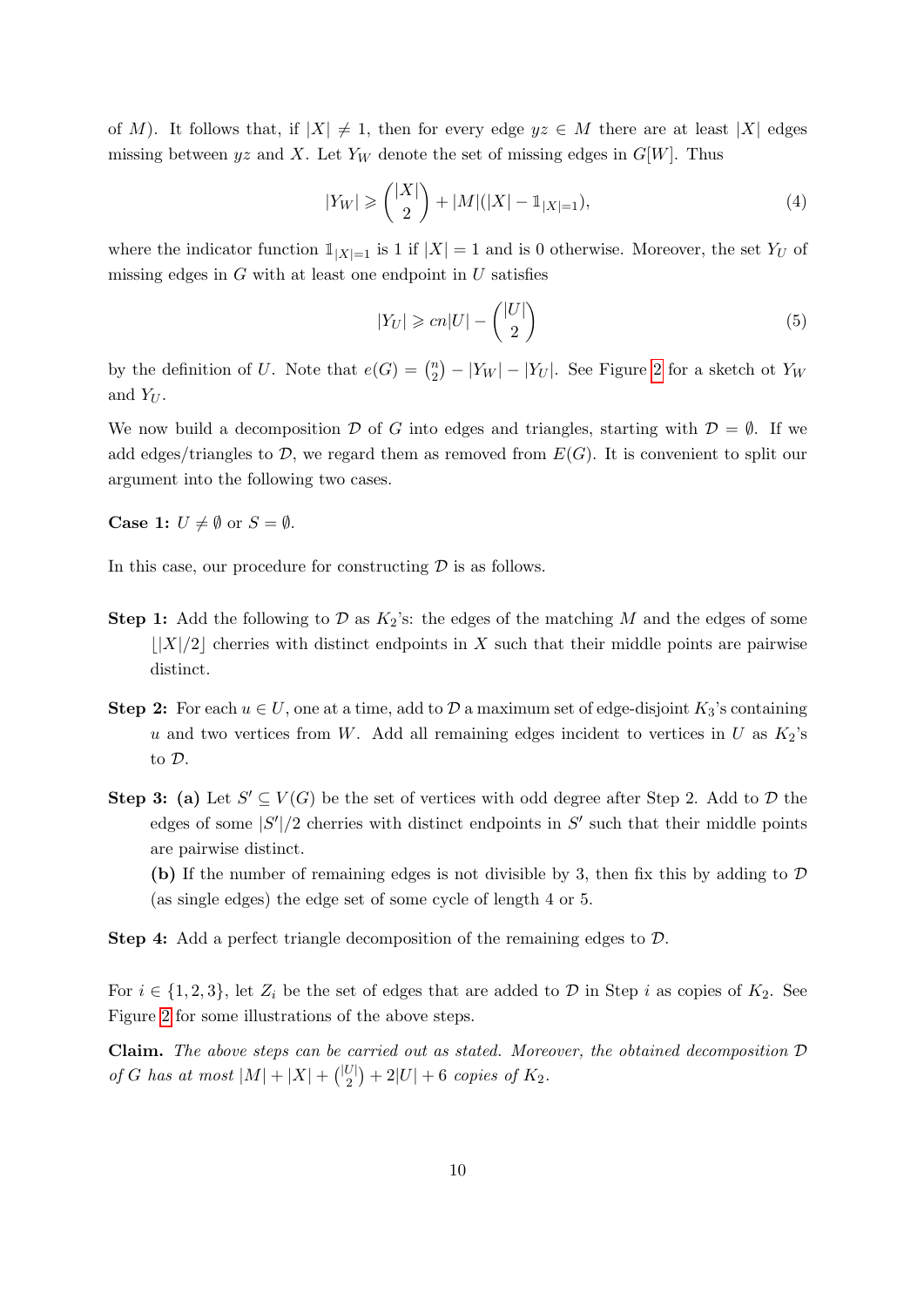of $M$). It follows that, if $|X| \neq 1$, then for every edge $yz \in M$ there are at least $|X|$ edges missing between $yz$ and $X$. Let $Y_W$ denote the set of missing edges in $G[W]$. Thus

$$|Y_W| \geqslant \binom{|X|}{2} + |M|(|X| - \mathbb{1}_{|X|=1}), \tag{4}$$

where the indicator function $\mathbb{1}_{|X|=1}$ is 1 if $|X| = 1$ and is 0 otherwise. Moreover, the set $Y_U$ of missing edges in $G$ with at least one endpoint in $U$ satisfies

$$|Y_U| \geqslant cn|U| - \binom{|U|}{2} \tag{5}$$

by the definition of $U$. Note that $e(G) = \binom{n}{2} - |Y_W| - |Y_U|$. See Figure 2 for a sketch ot $Y_W$ and $Y_U$.

We now build a decomposition $\mathcal{D}$ of $G$ into edges and triangles, starting with $\mathcal{D} = \emptyset$. If we add edges/triangles to $\mathcal{D}$, we regard them as removed from $E(G)$. It is convenient to split our argument into the following two cases.

**Case 1:** $U \neq \emptyset$ or $S = \emptyset$.

In this case, our procedure for constructing $\mathcal{D}$ is as follows.

**Step 1:** Add the following to $\mathcal{D}$ as $K_2$'s: the edges of the matching $M$ and the edges of some $\lfloor |X|/2 \rfloor$ cherries with distinct endpoints in $X$ such that their middle points are pairwise distinct.

**Step 2:** For each $u \in U$, one at a time, add to $\mathcal{D}$ a maximum set of edge-disjoint $K_3$'s containing $u$ and two vertices from $W$. Add all remaining edges incident to vertices in $U$ as $K_2$'s to $\mathcal{D}$.

**Step 3:** **(a)** Let $S' \subseteq V(G)$ be the set of vertices with odd degree after Step 2. Add to $\mathcal{D}$ the edges of some $|S'|/2$ cherries with distinct endpoints in $S'$ such that their middle points are pairwise distinct.

**(b)** If the number of remaining edges is not divisible by 3, then fix this by adding to $\mathcal{D}$ (as single edges) the edge set of some cycle of length 4 or 5.

**Step 4:** Add a perfect triangle decomposition of the remaining edges to $\mathcal{D}$.

For $i \in \{1, 2, 3\}$, let $Z_i$ be the set of edges that are added to $\mathcal{D}$ in Step $i$ as copies of $K_2$. See Figure 2 for some illustrations of the above steps.

**Claim.** *The above steps can be carried out as stated. Moreover, the obtained decomposition $\mathcal{D}$ of $G$ has at most $|M| + |X| + \binom{|U|}{2} + 2|U| + 6$ copies of $K_2$.*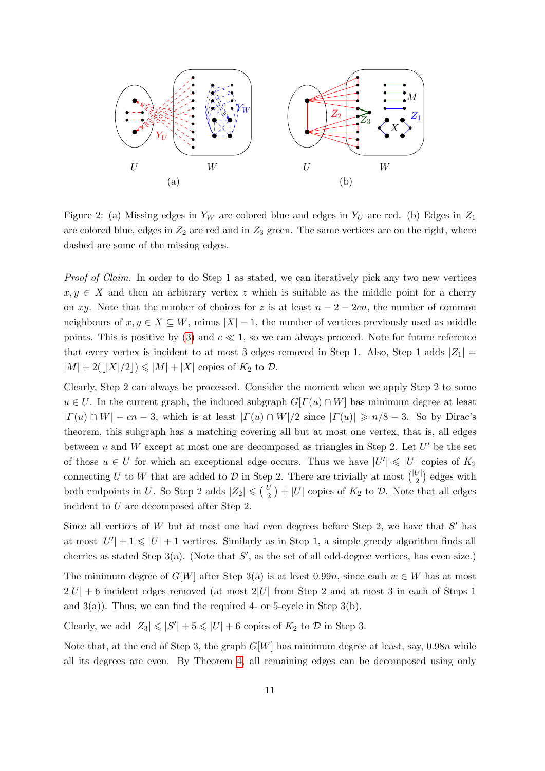Figure 2: (a) Missing edges in $Y_W$ are colored blue and edges in $Y_U$ are red. (b) Edges in $Z_1$ are colored blue, edges in $Z_2$ are red and in $Z_3$ green. The same vertices are on the right, where dashed are some of the missing edges.

*Proof of Claim.* In order to do Step 1 as stated, we can iteratively pick any two new vertices $x, y \in X$ and then an arbitrary vertex $z$ which is suitable as the middle point for a cherry on $xy$. Note that the number of choices for $z$ is at least $n - 2 - 2cn$, the number of common neighbours of $x, y \in X \subseteq W$, minus $|X| - 1$, the number of vertices previously used as middle points. This is positive by (3) and $c \ll 1$, so we can always proceed. Note for future reference that every vertex is incident to at most 3 edges removed in Step 1. Also, Step 1 adds $|Z_1| = |M| + 2(\lfloor |X|/2 \rfloor) \leqslant |M| + |X|$ copies of $K_2$ to $\mathcal{D}$.

Clearly, Step 2 can always be processed. Consider the moment when we apply Step 2 to some $u \in U$. In the current graph, the induced subgraph $G[\Gamma(u) \cap W]$ has minimum degree at least $|\Gamma(u) \cap W| - cn - 3$, which is at least $|\Gamma(u) \cap W|/2$ since $|\Gamma(u)| \geqslant n/8 - 3$. So by Dirac's theorem, this subgraph has a matching covering all but at most one vertex, that is, all edges between $u$ and $W$ except at most one are decomposed as triangles in Step 2. Let $U'$ be the set of those $u \in U$ for which an exceptional edge occurs. Thus we have $|U'| \leqslant |U|$ copies of $K_2$ connecting $U$ to $W$ that are added to $\mathcal{D}$ in Step 2. There are trivially at most $\binom{|U|}{2}$ edges with both endpoints in $U$. So Step 2 adds $|Z_2| \leqslant \binom{|U|}{2} + |U|$ copies of $K_2$ to $\mathcal{D}$. Note that all edges incident to $U$ are decomposed after Step 2.

Since all vertices of $W$ but at most one had even degrees before Step 2, we have that $S'$ has at most $|U'| + 1 \leqslant |U| + 1$ vertices. Similarly as in Step 1, a simple greedy algorithm finds all cherries as stated Step 3(a). (Note that $S'$, as the set of all odd-degree vertices, has even size.)

The minimum degree of $G[W]$ after Step 3(a) is at least $0.99n$, since each $w \in W$ has at most $2|U| + 6$ incident edges removed (at most $2|U|$ from Step 2 and at most 3 in each of Steps 1 and 3(a)). Thus, we can find the required 4- or 5-cycle in Step 3(b).

Clearly, we add $|Z_3| \leqslant |S'| + 5 \leqslant |U| + 6$ copies of $K_2$ to $\mathcal{D}$ in Step 3.

Note that, at the end of Step 3, the graph $G[W]$ has minimum degree at least, say, $0.98n$ while all its degrees are even. By Theorem 4, all remaining edges can be decomposed using only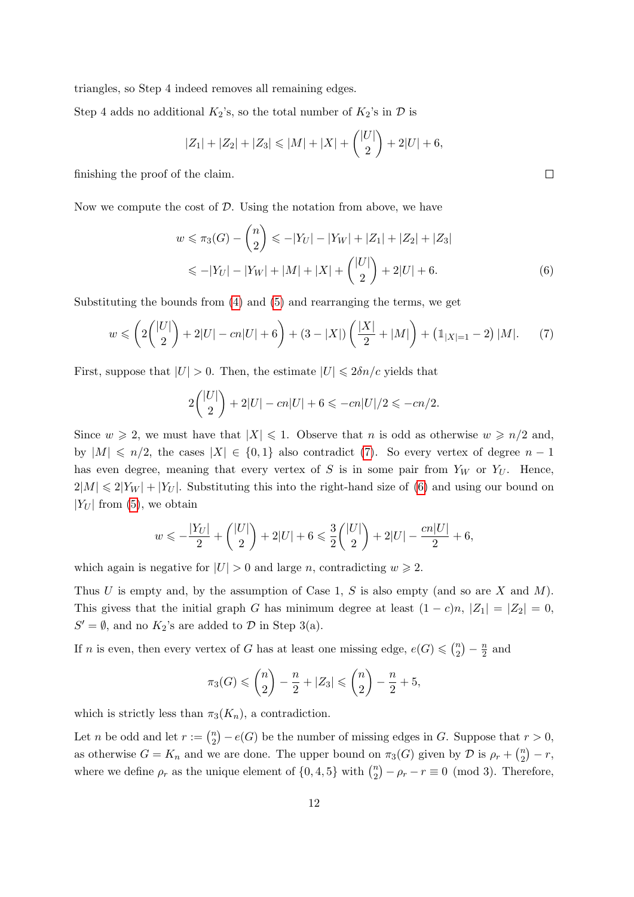triangles, so Step 4 indeed removes all remaining edges.

Step 4 adds no additional $K_2$'s, so the total number of $K_2$'s in $\mathcal{D}$ is

$$|Z_1| + |Z_2| + |Z_3| \leqslant |M| + |X| + \binom{|U|}{2} + 2|U| + 6,$$

finishing the proof of the claim. □

Now we compute the cost of $\mathcal{D}$. Using the notation from above, we have

$$\begin{aligned} w \leqslant \pi_3(G) - \binom{n}{2} &\leqslant -|Y_U| - |Y_W| + |Z_1| + |Z_2| + |Z_3| \\ &\leqslant -|Y_U| - |Y_W| + |M| + |X| + \binom{|U|}{2} + 2|U| + 6. \end{aligned} \tag{6}$$

Substituting the bounds from (4) and (5) and rearranging the terms, we get

$$w \leqslant \left( 2\binom{|U|}{2} + 2|U| - cn|U| + 6 \right) + (3 - |X|) \left( \frac{|X|}{2} + |M| \right) + \left( \mathbb{1}_{|X|=1} - 2 \right) |M|. \tag{7}$$

First, suppose that $|U| > 0$. Then, the estimate $|U| \leqslant 2\delta n/c$ yields that

$$2\binom{|U|}{2} + 2|U| - cn|U| + 6 \leqslant -cn|U|/2 \leqslant -cn/2.$$

Since $w \geqslant 2$, we must have that $|X| \leqslant 1$. Observe that $n$ is odd as otherwise $w \geqslant n/2$ and, by $|M| \leqslant n/2$, the cases $|X| \in \{0, 1\}$ also contradict (7). So every vertex of degree $n-1$ has even degree, meaning that every vertex of $S$ is in some pair from $Y_W$ or $Y_U$. Hence, $2|M| \leqslant 2|Y_W| + |Y_U|$. Substituting this into the right-hand size of (6) and using our bound on $|Y_U|$ from (5), we obtain

$$w \leqslant -\frac{|Y_U|}{2} + \binom{|U|}{2} + 2|U| + 6 \leqslant \frac{3}{2}\binom{|U|}{2} + 2|U| - \frac{cn|U|}{2} + 6,$$

which again is negative for $|U| > 0$ and large $n$, contradicting $w \geqslant 2$.

Thus $U$ is empty and, by the assumption of Case 1, $S$ is also empty (and so are $X$ and $M$). This givess that the initial graph $G$ has minimum degree at least $(1-c)n$, $|Z_1| = |Z_2| = 0$, $S' = \emptyset$, and no $K_2$'s are added to $\mathcal{D}$ in Step 3(a).

If $n$ is even, then every vertex of $G$ has at least one missing edge, $e(G) \leqslant \binom{n}{2} - \frac{n}{2}$ and

$$\pi_3(G) \leqslant \binom{n}{2} - \frac{n}{2} + |Z_3| \leqslant \binom{n}{2} - \frac{n}{2} + 5,$$

which is strictly less than $\pi_3(K_n)$, a contradiction.

Let $n$ be odd and let $r := \binom{n}{2} - e(G)$ be the number of missing edges in $G$. Suppose that $r > 0$, as otherwise $G = K_n$ and we are done. The upper bound on $\pi_3(G)$ given by $\mathcal{D}$ is $\rho_r + \binom{n}{2} - r$, where we define $\rho_r$ as the unique element of $\{0, 4, 5\}$ with $\binom{n}{2} - \rho_r - r \equiv 0 \pmod 3$. Therefore,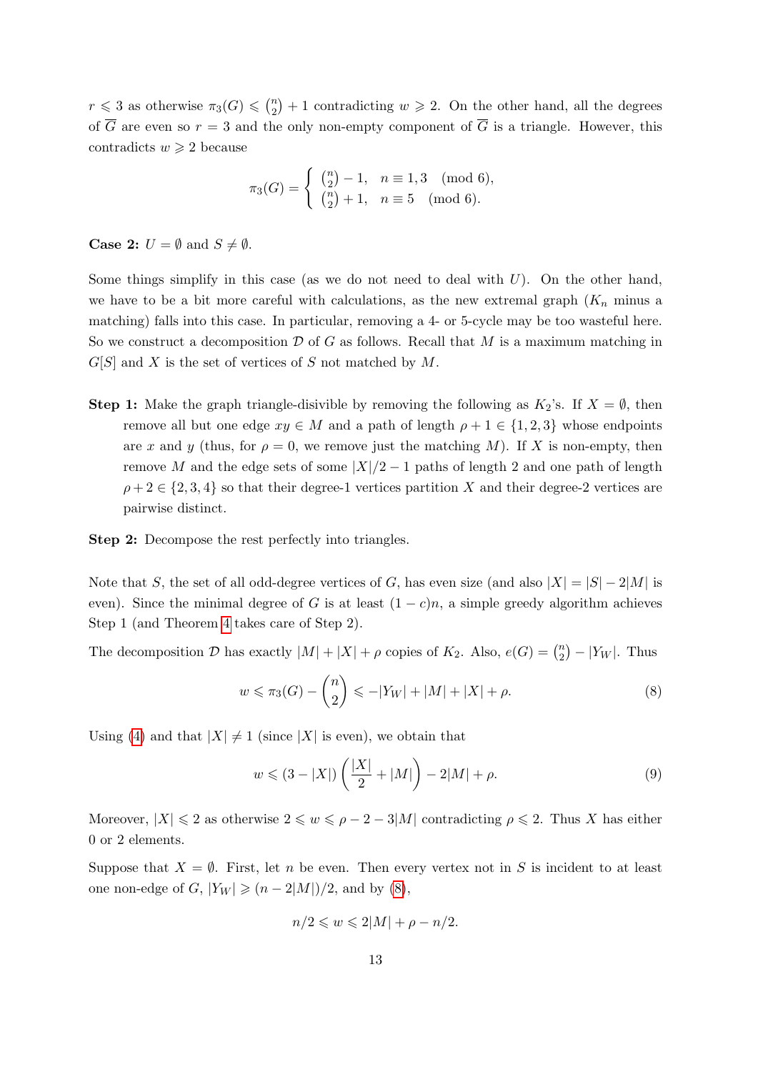$r \leqslant 3$ as otherwise $\pi_3(G) \leqslant \binom{n}{2} + 1$ contradicting $w \geqslant 2$. On the other hand, all the degrees of $\overline{G}$ are even so $r = 3$ and the only non-empty component of $\overline{G}$ is a triangle. However, this contradicts $w \geqslant 2$ because

$$\pi_3(G) = \begin{cases} \binom{n}{2} - 1, & n \equiv 1, 3 \pmod 6, \\ \binom{n}{2} + 1, & n \equiv 5 \pmod 6). \end{cases}$$

**Case 2:** $U = \emptyset$ and $S \neq \emptyset$.

Some things simplify in this case (as we do not need to deal with $U$). On the other hand, we have to be a bit more careful with calculations, as the new extremal graph ($K_n$ minus a matching) falls into this case. In particular, removing a 4- or 5-cycle may be too wasteful here. So we construct a decomposition $\mathcal{D}$ of $G$ as follows. Recall that $M$ is a maximum matching in $G[S]$ and $X$ is the set of vertices of $S$ not matched by $M$.

**Step 1:** Make the graph triangle-disivible by removing the following as $K_2$'s. If $X = \emptyset$, then remove all but one edge $xy \in M$ and a path of length $\rho + 1 \in \{1, 2, 3\}$ whose endpoints are $x$ and $y$ (thus, for $\rho = 0$, we remove just the matching $M$). If $X$ is non-empty, then remove $M$ and the edge sets of some $|X|/2 - 1$ paths of length 2 and one path of length $\rho + 2 \in \{2, 3, 4\}$ so that their degree-1 vertices partition $X$ and their degree-2 vertices are pairwise distinct.

**Step 2:** Decompose the rest perfectly into triangles.

Note that $S$, the set of all odd-degree vertices of $G$, has even size (and also $|X| = |S| - 2|M|$ is even). Since the minimal degree of $G$ is at least $(1 - c)n$, a simple greedy algorithm achieves Step 1 (and Theorem 4 takes care of Step 2).

The decomposition $\mathcal{D}$ has exactly $|M| + |X| + \rho$ copies of $K_2$. Also, $e(G) = \binom{n}{2} - |Y_W|$. Thus

$$w \leqslant \pi_3(G) - \binom{n}{2} \leqslant -|Y_W| + |M| + |X| + \rho. \tag{8}$$

Using (4) and that $|X| \neq 1$ (since $|X|$ is even), we obtain that

$$w \leqslant (3 - |X|) \left( \frac{|X|}{2} + |M| \right) - 2|M| + \rho. \tag{9}$$

Moreover, $|X| \leqslant 2$ as otherwise $2 \leqslant w \leqslant \rho - 2 - 3|M|$ contradicting $\rho \leqslant 2$. Thus $X$ has either 0 or 2 elements.

Suppose that $X = \emptyset$. First, let $n$ be even. Then every vertex not in $S$ is incident to at least one non-edge of $G$, $|Y_W| \geqslant (n - 2|M|)/2$, and by (8),

$$n/2 \leqslant w \leqslant 2|M| + \rho - n/2.$$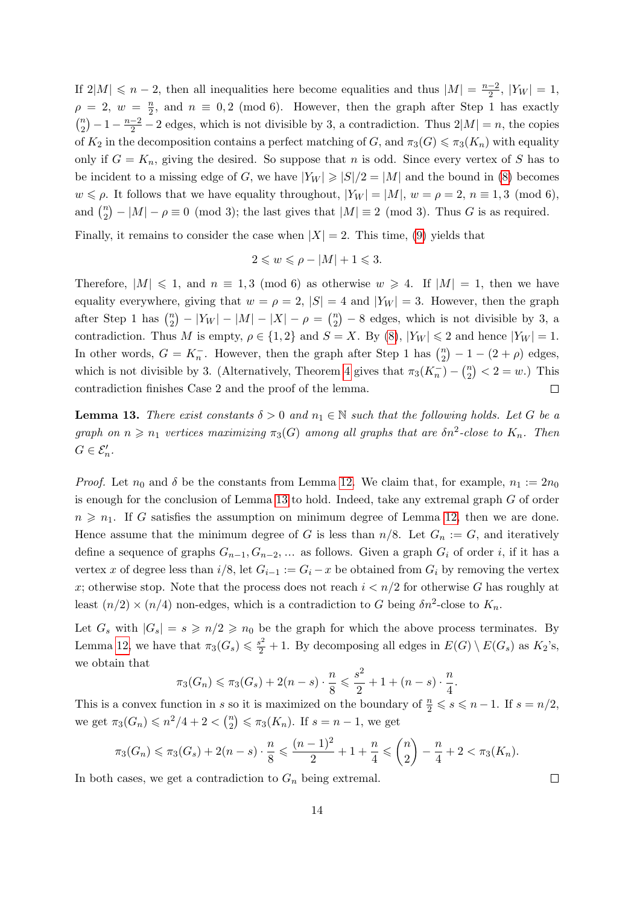If $2|M| \leqslant n-2$, then all inequalities here become equalities and thus $|M| = \frac{n-2}{2}$, $|Y_W| = 1$, $\rho = 2$, $w = \frac{n}{2}$, and $n \equiv 0, 2 \pmod 6$. However, then the graph after Step 1 has exactly $\binom{n}{2} - 1 - \frac{n-2}{2} - 2$ edges, which is not divisible by 3, a contradiction. Thus $2|M| = n$, the copies of $K_2$ in the decomposition contains a perfect matching of $G$, and $\pi_3(G) \leqslant \pi_3(K_n)$ with equality only if $G = K_n$, giving the desired. So suppose that $n$ is odd. Since every vertex of $S$ has to be incident to a missing edge of $G$, we have $|Y_W| \geqslant |S|/2 = |M|$ and the bound in (8) becomes $w \leqslant \rho$. It follows that we have equality throughout, $|Y_W| = |M|$, $w = \rho = 2$, $n \equiv 1, 3 \pmod 6$, and $\binom{n}{2} - |M| - \rho \equiv 0 \pmod 3$; the last gives that $|M| \equiv 2 \pmod 3$. Thus $G$ is as required.

Finally, it remains to consider the case when $|X| = 2$. This time, (9) yields that

$$2 \leqslant w \leqslant \rho - |M| + 1 \leqslant 3.$$

Therefore, $|M| \leqslant 1$, and $n \equiv 1, 3 \pmod 6$ as otherwise $w \geqslant 4$. If $|M| = 1$, then we have equality everywhere, giving that $w = \rho = 2$, $|S| = 4$ and $|Y_W| = 3$. However, then the graph after Step 1 has $\binom{n}{2} - |Y_W| - |M| - |X| - \rho = \binom{n}{2} - 8$ edges, which is not divisible by 3, a contradiction. Thus $M$ is empty, $\rho \in \{1, 2\}$ and $S = X$. By (8), $|Y_W| \leqslant 2$ and hence $|Y_W| = 1$. In other words, $G = K_n^-$. However, then the graph after Step 1 has $\binom{n}{2} - 1 - (2 + \rho)$ edges, which is not divisible by 3. (Alternatively, Theorem 4 gives that $\pi_3(K_n^-) - \binom{n}{2} < 2 = w$.) This contradiction finishes Case 2 and the proof of the lemma. $\square$

**Lemma 13.** *There exist constants $\delta > 0$ and $n_1 \in \mathbb{N}$ such that the following holds. Let $G$ be a graph on $n \geqslant n_1$ vertices maximizing $\pi_3(G)$ among all graphs that are $\delta n^2$-close to $K_n$. Then $G \in \mathcal{E}'_n$.*

*Proof.* Let $n_0$ and $\delta$ be the constants from Lemma 12. We claim that, for example, $n_1 := 2n_0$ is enough for the conclusion of Lemma 13 to hold. Indeed, take any extremal graph $G$ of order $n \geqslant n_1$. If $G$ satisfies the assumption on minimum degree of Lemma 12, then we are done. Hence assume that the minimum degree of $G$ is less than $n/8$. Let $G_n := G$, and iteratively define a sequence of graphs $G_{n-1}, G_{n-2}, \ldots$ as follows. Given a graph $G_i$ of order $i$, if it has a vertex $x$ of degree less than $i/8$, let $G_{i-1} := G_i - x$ be obtained from $G_i$ by removing the vertex $x$; otherwise stop. Note that the process does not reach $i < n/2$ for otherwise $G$ has roughly at least $(n/2) \times (n/4)$ non-edges, which is a contradiction to $G$ being $\delta n^2$-close to $K_n$.

Let $G_s$ with $|G_s| = s \geqslant n/2 \geqslant n_0$ be the graph for which the above process terminates. By Lemma 12, we have that $\pi_3(G_s) \leqslant \frac{s^2}{2} + 1$. By decomposing all edges in $E(G) \setminus E(G_s)$ as $K_2$'s, we obtain that

$$\pi_3(G_n) \leqslant \pi_3(G_s) + 2(n-s) \cdot \frac{n}{8} \leqslant \frac{s^2}{2} + 1 + (n-s) \cdot \frac{n}{4}.$$

This is a convex function in $s$ so it is maximized on the boundary of $\frac{n}{2} \leqslant s \leqslant n-1$. If $s = n/2$, we get $\pi_3(G_n) \leqslant n^2/4 + 2 < \binom{n}{2} \leqslant \pi_3(K_n)$. If $s = n-1$, we get

$$\pi_3(G_n) \leqslant \pi_3(G_s) + 2(n-s) \cdot \frac{n}{8} \leqslant \frac{(n-1)^2}{2} + 1 + \frac{n}{4} \leqslant \binom{n}{2} - \frac{n}{4} + 2 < \pi_3(K_n).$$

In both cases, we get a contradiction to $G_n$ being extremal. $\square$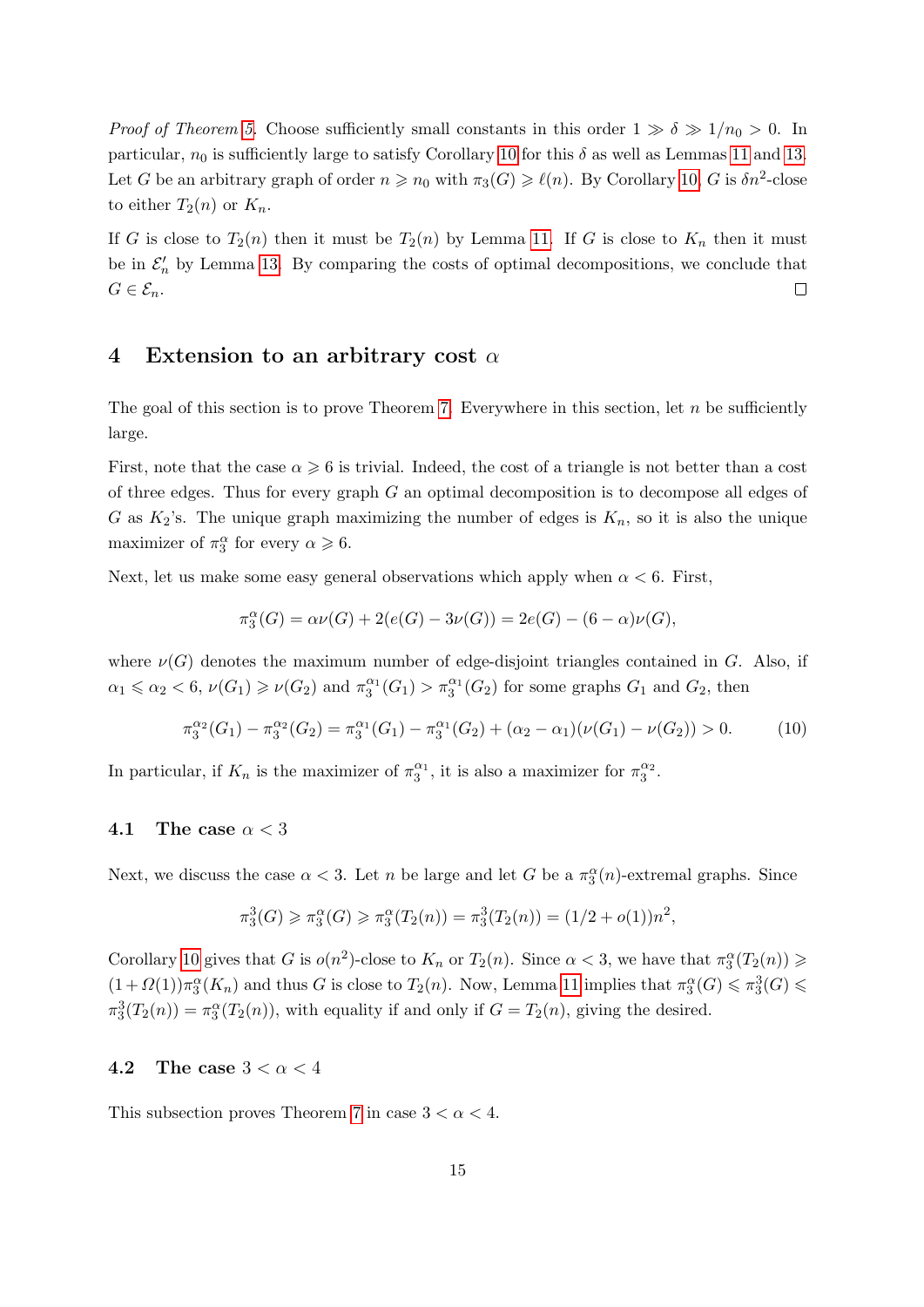*Proof of Theorem 5.* Choose sufficiently small constants in this order $1 \gg \delta \gg 1/n_0 > 0$. In particular, $n_0$ is sufficiently large to satisfy Corollary 10 for this $\delta$ as well as Lemmas 11 and 13. Let $G$ be an arbitrary graph of order $n \geqslant n_0$ with $\pi_3(G) \geqslant \ell(n)$. By Corollary 10, $G$ is $\delta n^2$-close to either $T_2(n)$ or $K_n$.

If $G$ is close to $T_2(n)$ then it must be $T_2(n)$ by Lemma 11. If $G$ is close to $K_n$ then it must be in $\mathcal{E}'_n$ by Lemma 13. By comparing the costs of optimal decompositions, we conclude that $G \in \mathcal{E}_n$. □

## 4 Extension to an arbitrary cost $\alpha$

The goal of this section is to prove Theorem 7. Everywhere in this section, let $n$ be sufficiently large.

First, note that the case $\alpha \geqslant 6$ is trivial. Indeed, the cost of a triangle is not better than a cost of three edges. Thus for every graph $G$ an optimal decomposition is to decompose all edges of $G$ as $K_2$'s. The unique graph maximizing the number of edges is $K_n$, so it is also the unique maximizer of $\pi_3^\alpha$ for every $\alpha \geqslant 6$.

Next, let us make some easy general observations which apply when $\alpha < 6$. First,

$$\pi_3^\alpha(G) = \alpha\nu(G) + 2(e(G) - 3\nu(G)) = 2e(G) - (6-\alpha)\nu(G),$$

where $\nu(G)$ denotes the maximum number of edge-disjoint triangles contained in $G$. Also, if $\alpha_1 \leqslant \alpha_2 < 6$, $\nu(G_1) \geqslant \nu(G_2)$ and $\pi_3^{\alpha_1}(G_1) > \pi_3^{\alpha_1}(G_2)$ for some graphs $G_1$ and $G_2$, then

$$\pi_3^{\alpha_2}(G_1) - \pi_3^{\alpha_2}(G_2) = \pi_3^{\alpha_1}(G_1) - \pi_3^{\alpha_1}(G_2) + (\alpha_2 - \alpha_1)(\nu(G_1) - \nu(G_2)) > 0. \tag{10}$$

In particular, if $K_n$ is the maximizer of $\pi_3^{\alpha_1}$, it is also a maximizer for $\pi_3^{\alpha_2}$.

### 4.1 The case $\alpha < 3$

Next, we discuss the case $\alpha < 3$. Let $n$ be large and let $G$ be a $\pi_3^\alpha(n)$-extremal graphs. Since

$$\pi_3^3(G) \geqslant \pi_3^\alpha(G) \geqslant \pi_3^\alpha(T_2(n)) = \pi_3^3(T_2(n)) = (1/2 + o(1))n^2,$$

Corollary 10 gives that $G$ is $o(n^2)$-close to $K_n$ or $T_2(n)$. Since $\alpha < 3$, we have that $\pi_3^\alpha(T_2(n)) \geqslant (1 + \Omega(1))\pi_3^\alpha(K_n)$ and thus $G$ is close to $T_2(n)$. Now, Lemma 11 implies that $\pi_3^\alpha(G) \leqslant \pi_3^3(G) \leqslant \pi_3^3(T_2(n)) = \pi_3^\alpha(T_2(n))$, with equality if and only if $G = T_2(n)$, giving the desired.

### 4.2 The case $3 < \alpha < 4$

This subsection proves Theorem 7 in case $3 < \alpha < 4$.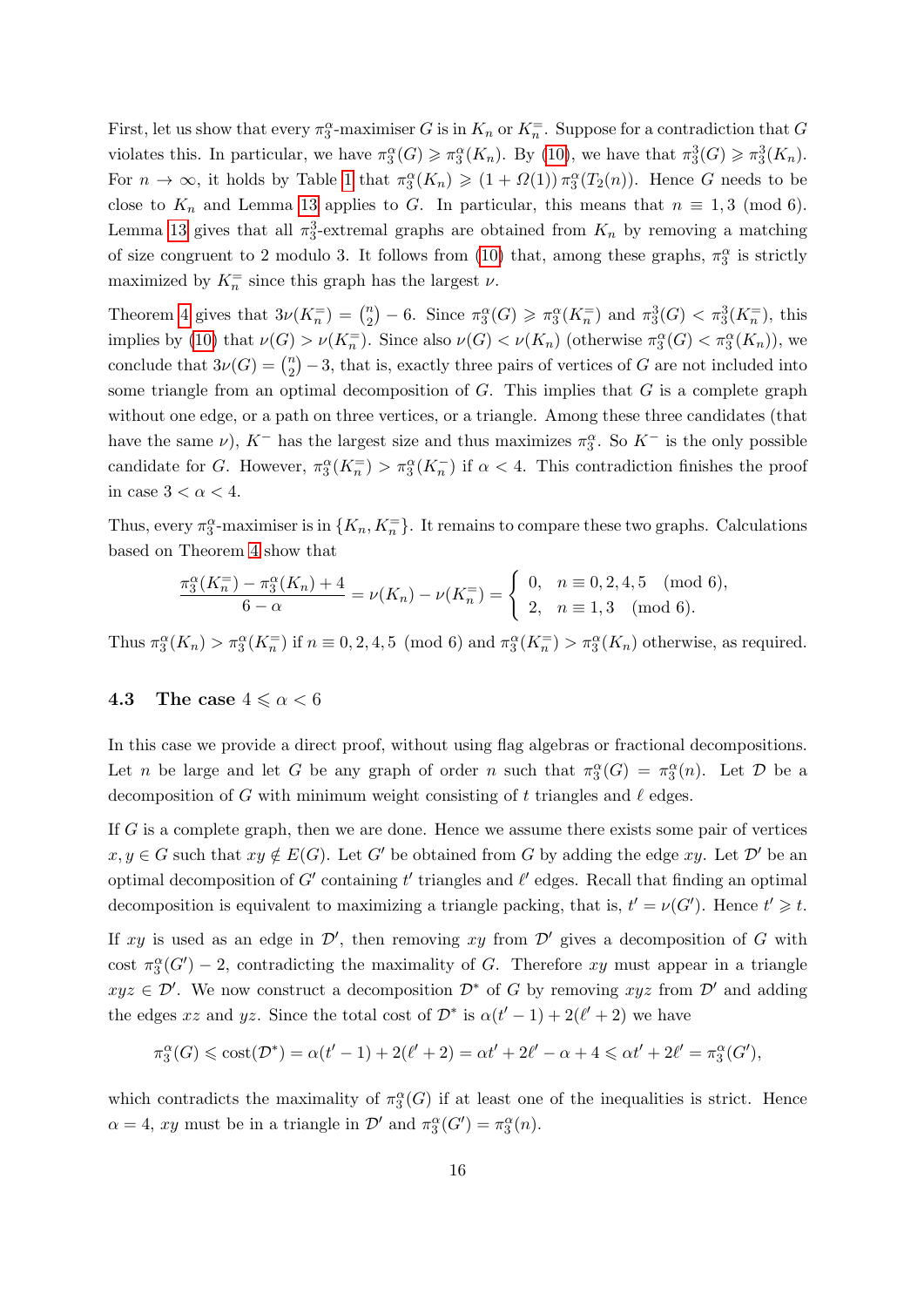First, let us show that every $\pi_3^\alpha$-maximiser $G$ is in $K_n$ or $K_n^{=}$. Suppose for a contradiction that $G$ violates this. In particular, we have $\pi_3^\alpha(G) \geqslant \pi_3^\alpha(K_n)$. By (10), we have that $\pi_3^3(G) \geqslant \pi_3^3(K_n)$. For $n \to \infty$, it holds by Table 1 that $\pi_3^\alpha(K_n) \geqslant (1 + \Omega(1))\, \pi_3^\alpha(T_2(n))$. Hence $G$ needs to be close to $K_n$ and Lemma 13 applies to $G$. In particular, this means that $n \equiv 1, 3 \pmod 6$. Lemma 13 gives that all $\pi_3^3$-extremal graphs are obtained from $K_n$ by removing a matching of size congruent to 2 modulo 3. It follows from (10) that, among these graphs, $\pi_3^\alpha$ is strictly maximized by $K_n^{=}$ since this graph has the largest $\nu$.

Theorem 4 gives that $3\nu(K_n^{=}) = \binom{n}{2} - 6$. Since $\pi_3^\alpha(G) \geqslant \pi_3^\alpha(K_n^{=})$ and $\pi_3^3(G) < \pi_3^3(K_n^{=})$, this implies by (10) that $\nu(G) > \nu(K_n^{=})$. Since also $\nu(G) < \nu(K_n)$ (otherwise $\pi_3^\alpha(G) < \pi_3^\alpha(K_n)$), we conclude that $3\nu(G) = \binom{n}{2} - 3$, that is, exactly three pairs of vertices of $G$ are not included into some triangle from an optimal decomposition of $G$. This implies that $G$ is a complete graph without one edge, or a path on three vertices, or a triangle. Among these three candidates (that have the same $\nu$), $K^-$ has the largest size and thus maximizes $\pi_3^\alpha$. So $K^-$ is the only possible candidate for $G$. However, $\pi_3^\alpha(K_n^{=}) > \pi_3^\alpha(K_n^-)$ if $\alpha < 4$. This contradiction finishes the proof in case $3 < \alpha < 4$.

Thus, every $\pi_3^\alpha$-maximiser is in $\{K_n, K_n^{=}\}$. It remains to compare these two graphs. Calculations based on Theorem 4 show that

$$\frac{\pi_3^\alpha(K_n^{=}) - \pi_3^\alpha(K_n) + 4}{6 - \alpha} = \nu(K_n) - \nu(K_n^{=}) = \begin{cases} 0, & n \equiv 0, 2, 4, 5 \pmod 6, \\ 2, & n \equiv 1, 3 \pmod 6. \end{cases}$$

Thus $\pi_3^\alpha(K_n) > \pi_3^\alpha(K_n^{=})$ if $n \equiv 0, 2, 4, 5 \pmod 6$ and $\pi_3^\alpha(K_n^{=}) > \pi_3^\alpha(K_n)$ otherwise, as required.

### 4.3 The case $4 \leqslant \alpha < 6$

In this case we provide a direct proof, without using flag algebras or fractional decompositions. Let $n$ be large and let $G$ be any graph of order $n$ such that $\pi_3^\alpha(G) = \pi_3^\alpha(n)$. Let $\mathcal{D}$ be a decomposition of $G$ with minimum weight consisting of $t$ triangles and $\ell$ edges.

If $G$ is a complete graph, then we are done. Hence we assume there exists some pair of vertices $x, y \in G$ such that $xy \notin E(G)$. Let $G'$ be obtained from $G$ by adding the edge $xy$. Let $\mathcal{D}'$ be an optimal decomposition of $G'$ containing $t'$ triangles and $\ell'$ edges. Recall that finding an optimal decomposition is equivalent to maximizing a triangle packing, that is, $t' = \nu(G')$. Hence $t' \geqslant t$.

If $xy$ is used as an edge in $\mathcal{D}'$, then removing $xy$ from $\mathcal{D}'$ gives a decomposition of $G$ with cost $\pi_3^\alpha(G') - 2$, contradicting the maximality of $G$. Therefore $xy$ must appear in a triangle $xyz \in \mathcal{D}'$. We now construct a decomposition $\mathcal{D}^*$ of $G$ by removing $xyz$ from $\mathcal{D}'$ and adding the edges $xz$ and $yz$. Since the total cost of $\mathcal{D}^*$ is $\alpha(t'-1) + 2(\ell'+2)$ we have

$$\pi_3^\alpha(G) \leqslant \mathrm{cost}(\mathcal{D}^*) = \alpha(t'-1) + 2(\ell'+2) = \alpha t' + 2\ell' - \alpha + 4 \leqslant \alpha t' + 2\ell' = \pi_3^\alpha(G'),$$

which contradicts the maximality of $\pi_3^\alpha(G)$ if at least one of the inequalities is strict. Hence $\alpha = 4$, $xy$ must be in a triangle in $\mathcal{D}'$ and $\pi_3^\alpha(G') = \pi_3^\alpha(n)$.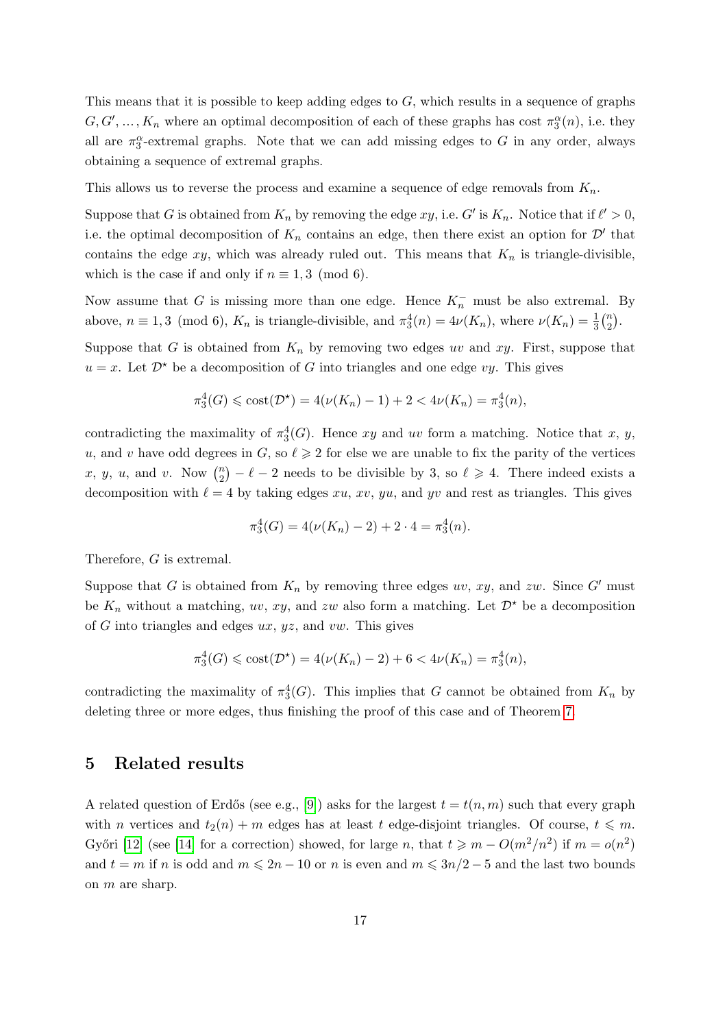This means that it is possible to keep adding edges to $G$, which results in a sequence of graphs $G, G', \dots, K_n$ where an optimal decomposition of each of these graphs has cost $\pi_3^\alpha(n)$, i.e. they all are $\pi_3^\alpha$-extremal graphs. Note that we can add missing edges to $G$ in any order, always obtaining a sequence of extremal graphs.

This allows us to reverse the process and examine a sequence of edge removals from $K_n$.

Suppose that $G$ is obtained from $K_n$ by removing the edge $xy$, i.e. $G'$ is $K_n$. Notice that if $\ell' > 0$, i.e. the optimal decomposition of $K_n$ contains an edge, then there exist an option for $\mathcal{D}'$ that contains the edge $xy$, which was already ruled out. This means that $K_n$ is triangle-divisible, which is the case if and only if $n \equiv 1, 3 \pmod 6$.

Now assume that $G$ is missing more than one edge. Hence $K_n^-$ must be also extremal. By above, $n \equiv 1, 3 \pmod 6$, $K_n$ is triangle-divisible, and $\pi_3^4(n) = 4\nu(K_n)$, where $\nu(K_n) = \frac{1}{3}\binom{n}{2}$.

Suppose that $G$ is obtained from $K_n$ by removing two edges $uv$ and $xy$. First, suppose that $u = x$. Let $\mathcal{D}^\star$ be a decomposition of $G$ into triangles and one edge $vy$. This gives

$$\pi_3^4(G) \leqslant \mathrm{cost}(\mathcal{D}^\star) = 4(\nu(K_n) - 1) + 2 < 4\nu(K_n) = \pi_3^4(n),$$

contradicting the maximality of $\pi_3^4(G)$. Hence $xy$ and $uv$ form a matching. Notice that $x$, $y$, $u$, and $v$ have odd degrees in $G$, so $\ell \geqslant 2$ for else we are unable to fix the parity of the vertices $x$, $y$, $u$, and $v$. Now $\binom{n}{2} - \ell - 2$ needs to be divisible by 3, so $\ell \geqslant 4$. There indeed exists a decomposition with $\ell = 4$ by taking edges $xu$, $xv$, $yu$, and $yv$ and rest as triangles. This gives

$$\pi_3^4(G) = 4(\nu(K_n) - 2) + 2 \cdot 4 = \pi_3^4(n).$$

Therefore, $G$ is extremal.

Suppose that $G$ is obtained from $K_n$ by removing three edges $uv$, $xy$, and $zw$. Since $G'$ must be $K_n$ without a matching, $uv$, $xy$, and $zw$ also form a matching. Let $\mathcal{D}^\star$ be a decomposition of $G$ into triangles and edges $ux$, $yz$, and $vw$. This gives

$$\pi_3^4(G) \leqslant \mathrm{cost}(\mathcal{D}^\star) = 4(\nu(K_n) - 2) + 6 < 4\nu(K_n) = \pi_3^4(n),$$

contradicting the maximality of $\pi_3^4(G)$. This implies that $G$ cannot be obtained from $K_n$ by deleting three or more edges, thus finishing the proof of this case and of Theorem 7.

## 5 Related results

A related question of Erdős (see e.g., [9]) asks for the largest $t = t(n, m)$ such that every graph with $n$ vertices and $t_2(n) + m$ edges has at least $t$ edge-disjoint triangles. Of course, $t \leqslant m$. Győri [12] (see [14] for a correction) showed, for large $n$, that $t \geqslant m - O(m^2/n^2)$ if $m = o(n^2)$ and $t = m$ if $n$ is odd and $m \leqslant 2n - 10$ or $n$ is even and $m \leqslant 3n/2 - 5$ and the last two bounds on $m$ are sharp.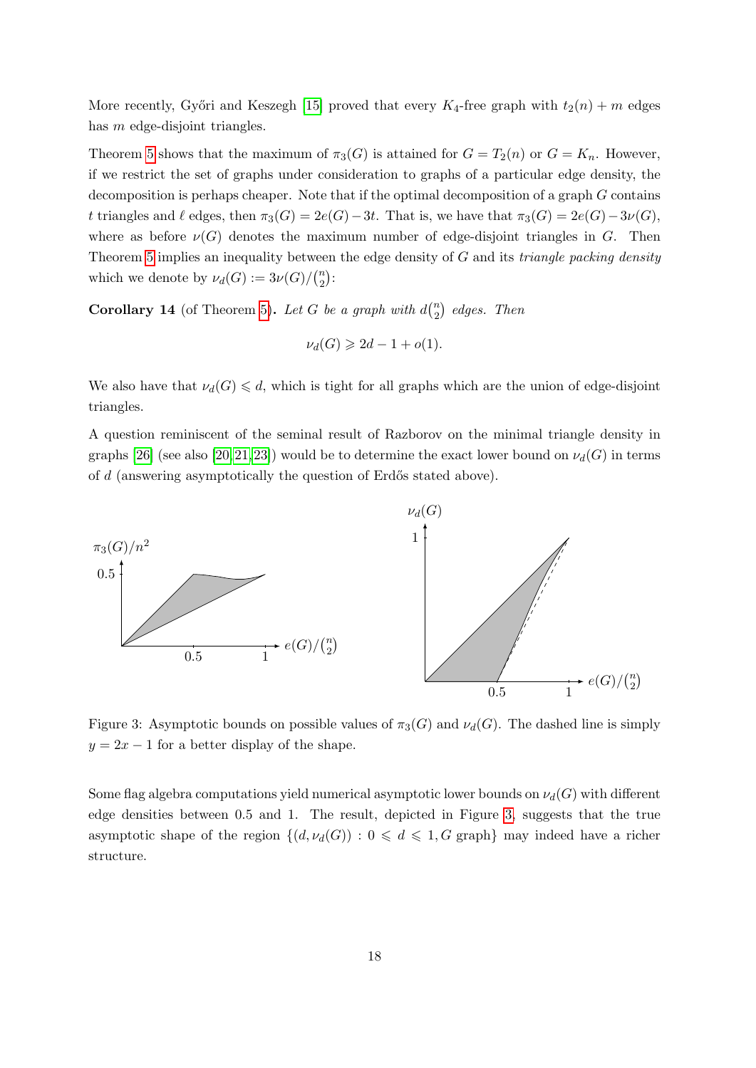More recently, Győri and Keszegh [15] proved that every $K_4$-free graph with $t_2(n) + m$ edges has $m$ edge-disjoint triangles.

Theorem 5 shows that the maximum of $\pi_3(G)$ is attained for $G = T_2(n)$ or $G = K_n$. However, if we restrict the set of graphs under consideration to graphs of a particular edge density, the decomposition is perhaps cheaper. Note that if the optimal decomposition of a graph $G$ contains $t$ triangles and $\ell$ edges, then $\pi_3(G) = 2e(G) - 3t$. That is, we have that $\pi_3(G) = 2e(G) - 3\nu(G)$, where as before $\nu(G)$ denotes the maximum number of edge-disjoint triangles in $G$. Then Theorem 5 implies an inequality between the edge density of $G$ and its *triangle packing density* which we denote by $\nu_d(G) := 3\nu(G)/\binom{n}{2}$:

**Corollary 14** (of Theorem 5)**.** *Let $G$ be a graph with $d\binom{n}{2}$ edges. Then*

$$\nu_d(G) \geqslant 2d - 1 + o(1).$$

We also have that $\nu_d(G) \leqslant d$, which is tight for all graphs which are the union of edge-disjoint triangles.

A question reminiscent of the seminal result of Razborov on the minimal triangle density in graphs [26] (see also [20, 21, 23]) would be to determine the exact lower bound on $\nu_d(G)$ in terms of $d$ (answering asymptotically the question of Erdős stated above).

Figure 3: Asymptotic bounds on possible values of $\pi_3(G)$ and $\nu_d(G)$. The dashed line is simply $y = 2x - 1$ for a better display of the shape.

Some flag algebra computations yield numerical asymptotic lower bounds on $\nu_d(G)$ with different edge densities between 0.5 and 1. The result, depicted in Figure 3, suggests that the true asymptotic shape of the region $\{(d, \nu_d(G)) : 0 \leqslant d \leqslant 1, G \text{ graph}\}$ may indeed have a richer structure.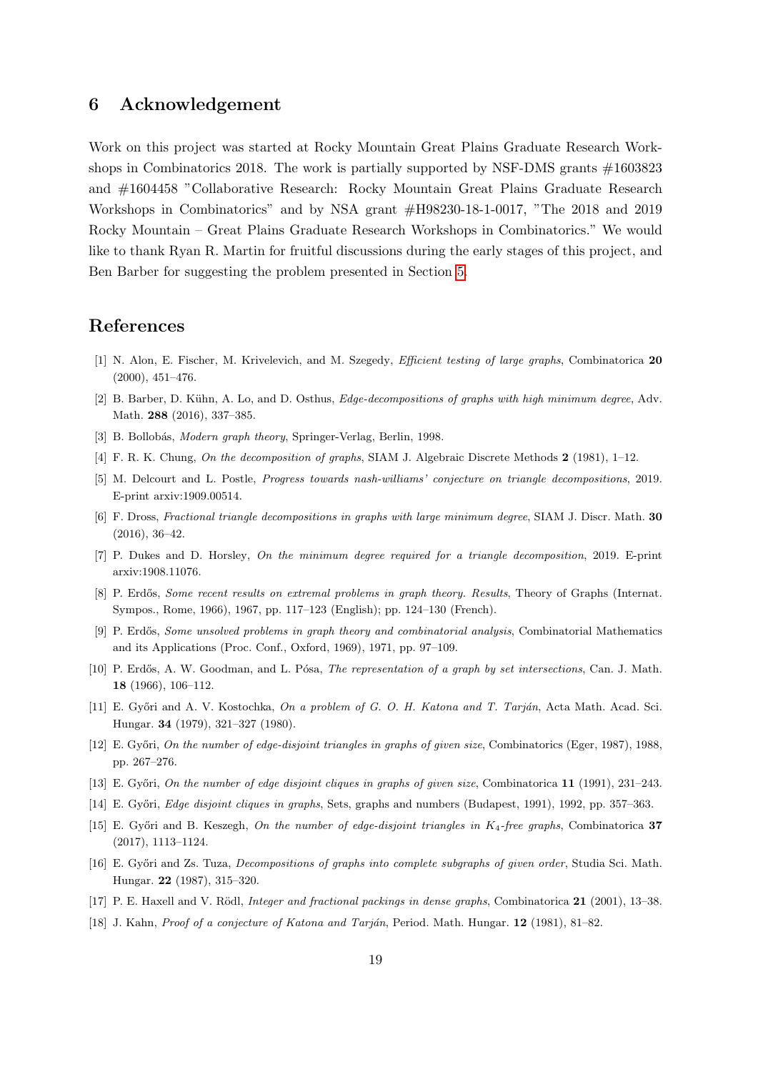## 6 Acknowledgement

Work on this project was started at Rocky Mountain Great Plains Graduate Research Workshops in Combinatorics 2018. The work is partially supported by NSF-DMS grants #1603823 and #1604458 "Collaborative Research: Rocky Mountain Great Plains Graduate Research Workshops in Combinatorics" and by NSA grant #H98230-18-1-0017, "The 2018 and 2019 Rocky Mountain – Great Plains Graduate Research Workshops in Combinatorics." We would like to thank Ryan R. Martin for fruitful discussions during the early stages of this project, and Ben Barber for suggesting the problem presented in Section 5.

## References

[1] N. Alon, E. Fischer, M. Krivelevich, and M. Szegedy, *Efficient testing of large graphs*, Combinatorica **20** (2000), 451–476.

[2] B. Barber, D. Kühn, A. Lo, and D. Osthus, *Edge-decompositions of graphs with high minimum degree*, Adv. Math. **288** (2016), 337–385.

[3] B. Bollobás, *Modern graph theory*, Springer-Verlag, Berlin, 1998.

[4] F. R. K. Chung, *On the decomposition of graphs*, SIAM J. Algebraic Discrete Methods **2** (1981), 1–12.

[5] M. Delcourt and L. Postle, *Progress towards nash-williams' conjecture on triangle decompositions*, 2019. E-print arxiv:1909.00514.

[6] F. Dross, *Fractional triangle decompositions in graphs with large minimum degree*, SIAM J. Discr. Math. **30** (2016), 36–42.

[7] P. Dukes and D. Horsley, *On the minimum degree required for a triangle decomposition*, 2019. E-print arxiv:1908.11076.

[8] P. Erdős, *Some recent results on extremal problems in graph theory. Results*, Theory of Graphs (Internat. Sympos., Rome, 1966), 1967, pp. 117–123 (English); pp. 124–130 (French).

[9] P. Erdős, *Some unsolved problems in graph theory and combinatorial analysis*, Combinatorial Mathematics and its Applications (Proc. Conf., Oxford, 1969), 1971, pp. 97–109.

[10] P. Erdős, A. W. Goodman, and L. Pósa, *The representation of a graph by set intersections*, Can. J. Math. **18** (1966), 106–112.

[11] E. Győri and A. V. Kostochka, *On a problem of G. O. H. Katona and T. Tarján*, Acta Math. Acad. Sci. Hungar. **34** (1979), 321–327 (1980).

[12] E. Győri, *On the number of edge-disjoint triangles in graphs of given size*, Combinatorics (Eger, 1987), 1988, pp. 267–276.

[13] E. Győri, *On the number of edge disjoint cliques in graphs of given size*, Combinatorica **11** (1991), 231–243.

[14] E. Győri, *Edge disjoint cliques in graphs*, Sets, graphs and numbers (Budapest, 1991), 1992, pp. 357–363.

[15] E. Győri and B. Keszegh, *On the number of edge-disjoint triangles in $K_4$-free graphs*, Combinatorica **37** (2017), 1113–1124.

[16] E. Győri and Zs. Tuza, *Decompositions of graphs into complete subgraphs of given order*, Studia Sci. Math. Hungar. **22** (1987), 315–320.

[17] P. E. Haxell and V. Rödl, *Integer and fractional packings in dense graphs*, Combinatorica **21** (2001), 13–38.

[18] J. Kahn, *Proof of a conjecture of Katona and Tarján*, Period. Math. Hungar. **12** (1981), 81–82.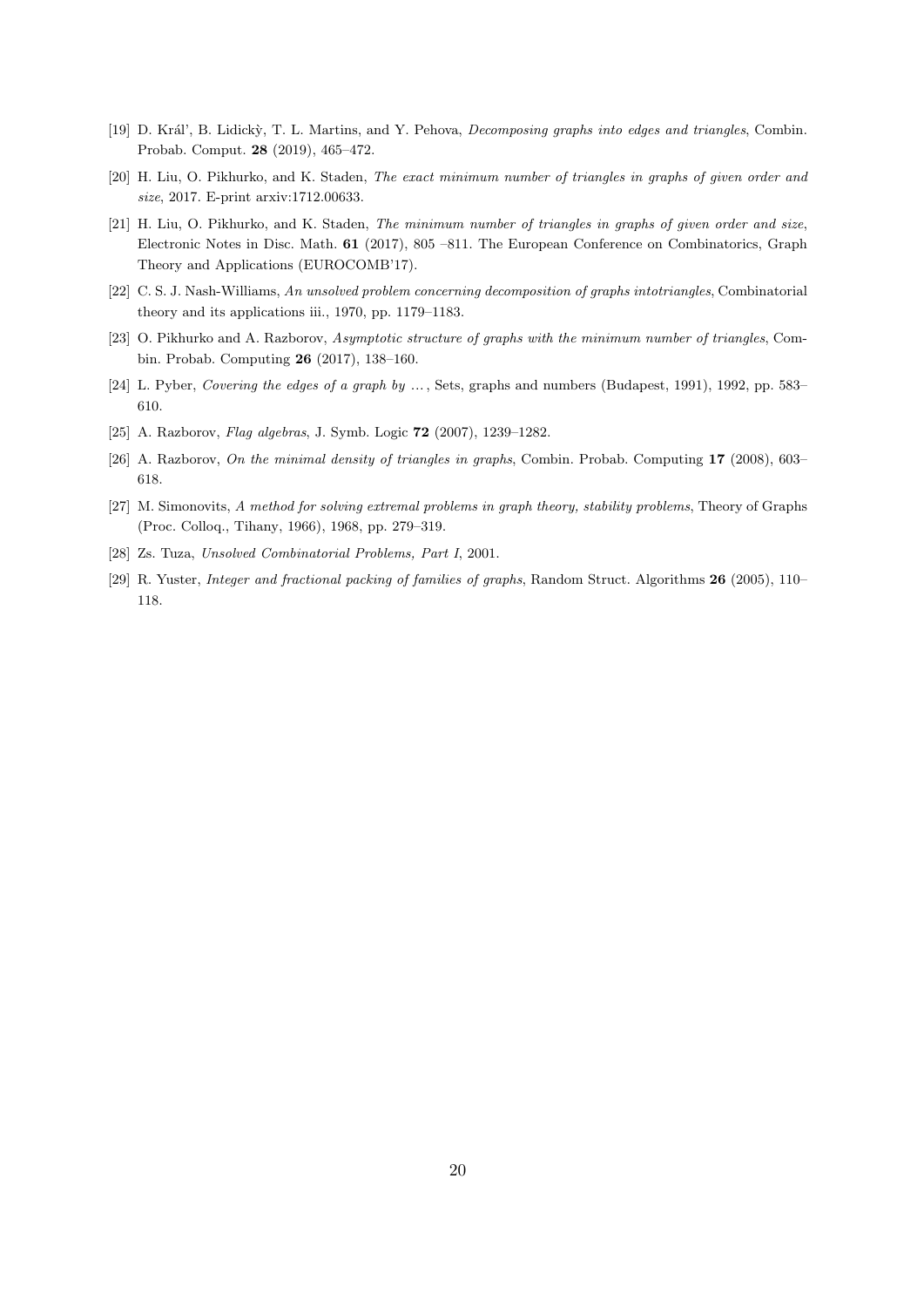[19] D. Kráľ, B. Lidickỳ, T. L. Martins, and Y. Pehova, *Decomposing graphs into edges and triangles*, Combin. Probab. Comput. **28** (2019), 465–472.

[20] H. Liu, O. Pikhurko, and K. Staden, *The exact minimum number of triangles in graphs of given order and size*, 2017. E-print arxiv:1712.00633.

[21] H. Liu, O. Pikhurko, and K. Staden, *The minimum number of triangles in graphs of given order and size*, Electronic Notes in Disc. Math. **61** (2017), 805 –811. The European Conference on Combinatorics, Graph Theory and Applications (EUROCOMB'17).

[22] C. S. J. Nash-Williams, *An unsolved problem concerning decomposition of graphs intotriangles*, Combinatorial theory and its applications iii., 1970, pp. 1179–1183.

[23] O. Pikhurko and A. Razborov, *Asymptotic structure of graphs with the minimum number of triangles*, Combin. Probab. Computing **26** (2017), 138–160.

[24] L. Pyber, *Covering the edges of a graph by ...*, Sets, graphs and numbers (Budapest, 1991), 1992, pp. 583–610.

[25] A. Razborov, *Flag algebras*, J. Symb. Logic **72** (2007), 1239–1282.

[26] A. Razborov, *On the minimal density of triangles in graphs*, Combin. Probab. Computing **17** (2008), 603–618.

[27] M. Simonovits, *A method for solving extremal problems in graph theory, stability problems*, Theory of Graphs (Proc. Colloq., Tihany, 1966), 1968, pp. 279–319.

[28] Zs. Tuza, *Unsolved Combinatorial Problems, Part I*, 2001.

[29] R. Yuster, *Integer and fractional packing of families of graphs*, Random Struct. Algorithms **26** (2005), 110–118.